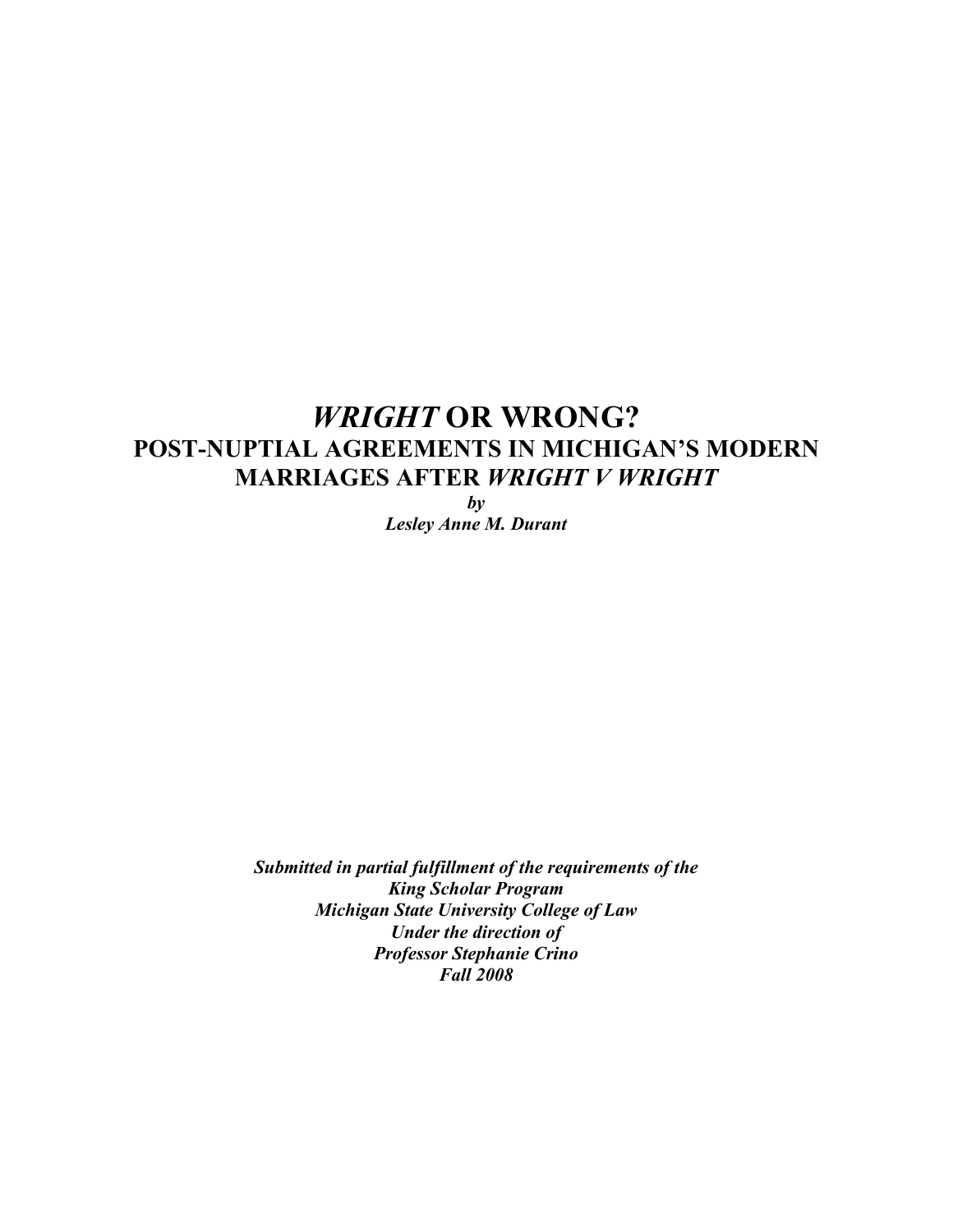# *WRIGHT* OR WRONG?

## POST-NUPTIAL AGREEMENTS IN MICHIGAN'S MODERN MARRIAGES AFTER *WRIGHT V WRIGHT*

***by***

***Lesley Anne M. Durant***

***Submitted in partial fulfillment of the requirements of the***
***King Scholar Program***
***Michigan State University College of Law***
***Under the direction of***
***Professor Stephanie Crino***
***Fall 2008***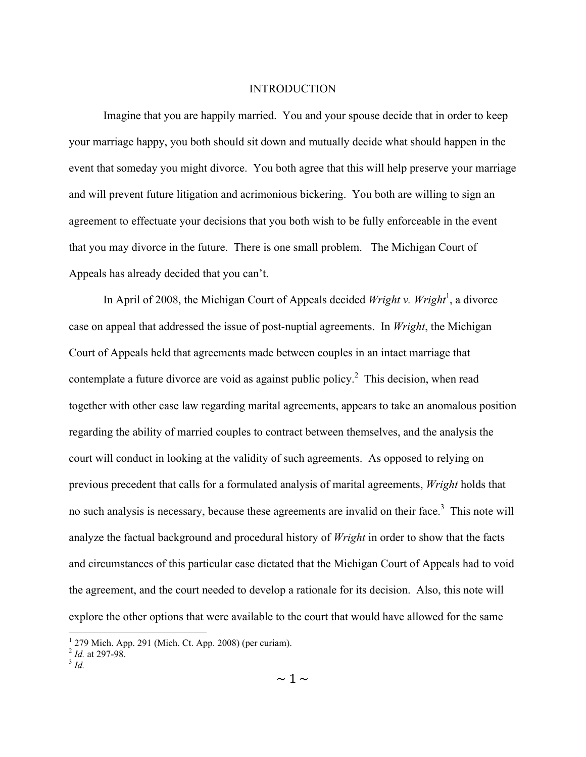# INTRODUCTION

Imagine that you are happily married. You and your spouse decide that in order to keep your marriage happy, you both should sit down and mutually decide what should happen in the event that someday you might divorce. You both agree that this will help preserve your marriage and will prevent future litigation and acrimonious bickering. You both are willing to sign an agreement to effectuate your decisions that you both wish to be fully enforceable in the event that you may divorce in the future. There is one small problem. The Michigan Court of Appeals has already decided that you can't.

In April of 2008, the Michigan Court of Appeals decided *Wright v. Wright*[1], a divorce case on appeal that addressed the issue of post-nuptial agreements. In *Wright*, the Michigan Court of Appeals held that agreements made between couples in an intact marriage that contemplate a future divorce are void as against public policy.[2] This decision, when read together with other case law regarding marital agreements, appears to take an anomalous position regarding the ability of married couples to contract between themselves, and the analysis the court will conduct in looking at the validity of such agreements. As opposed to relying on previous precedent that calls for a formulated analysis of marital agreements, *Wright* holds that no such analysis is necessary, because these agreements are invalid on their face.[3] This note will analyze the factual background and procedural history of *Wright* in order to show that the facts and circumstances of this particular case dictated that the Michigan Court of Appeals had to void the agreement, and the court needed to develop a rationale for its decision. Also, this note will explore the other options that were available to the court that would have allowed for the same

---

[1] 279 Mich. App. 291 (Mich. Ct. App. 2008) (per curiam).

[2] *Id.* at 297-98.

[3] *Id.*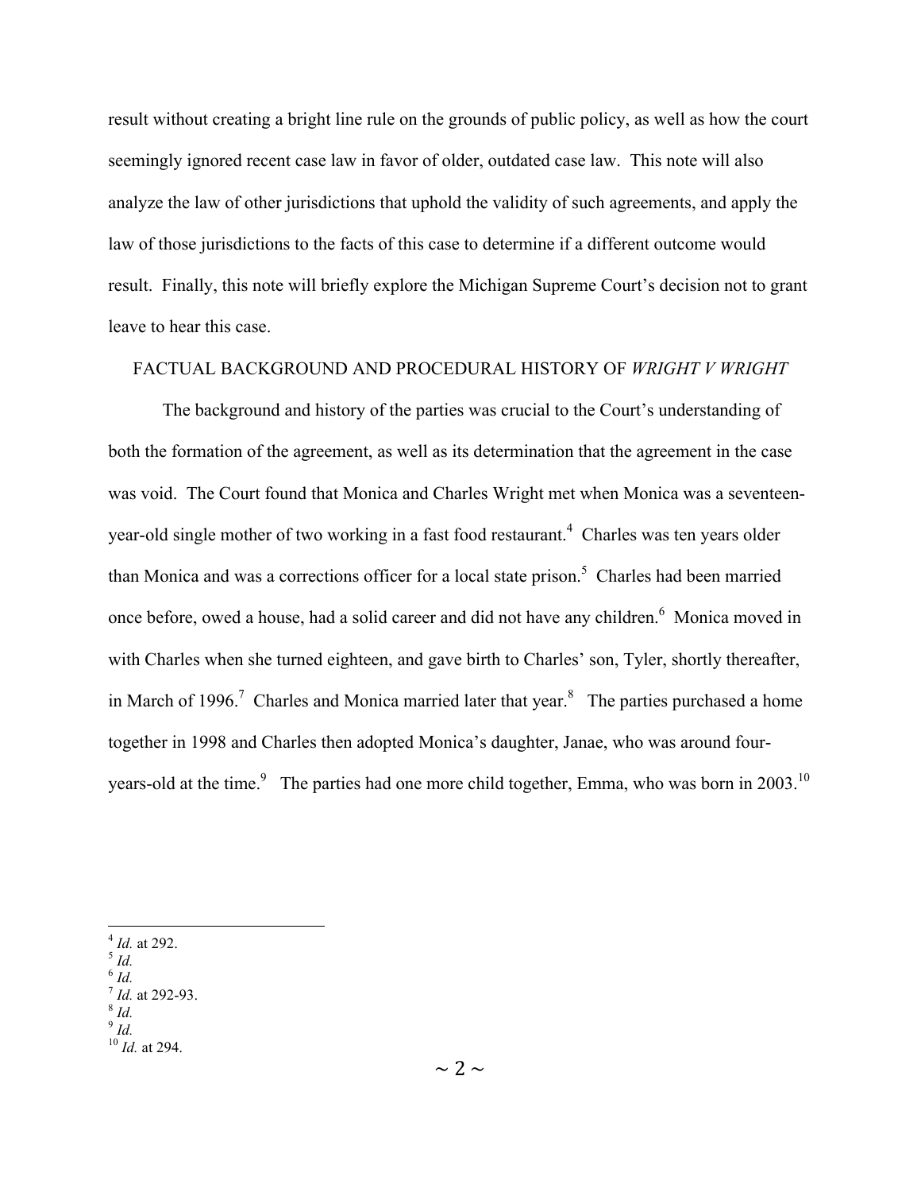result without creating a bright line rule on the grounds of public policy, as well as how the court seemingly ignored recent case law in favor of older, outdated case law. This note will also analyze the law of other jurisdictions that uphold the validity of such agreements, and apply the law of those jurisdictions to the facts of this case to determine if a different outcome would result. Finally, this note will briefly explore the Michigan Supreme Court's decision not to grant leave to hear this case.

## FACTUAL BACKGROUND AND PROCEDURAL HISTORY OF *WRIGHT V WRIGHT*

The background and history of the parties was crucial to the Court's understanding of both the formation of the agreement, as well as its determination that the agreement in the case was void. The Court found that Monica and Charles Wright met when Monica was a seventeen-year-old single mother of two working in a fast food restaurant.[4] Charles was ten years older than Monica and was a corrections officer for a local state prison.[5] Charles had been married once before, owed a house, had a solid career and did not have any children.[6] Monica moved in with Charles when she turned eighteen, and gave birth to Charles' son, Tyler, shortly thereafter, in March of 1996.[7] Charles and Monica married later that year.[8] The parties purchased a home together in 1998 and Charles then adopted Monica's daughter, Janae, who was around four-years-old at the time.[9] The parties had one more child together, Emma, who was born in 2003.[10]

---

[4] *Id.* at 292.
[5] *Id.*
[6] *Id.*
[7] *Id.* at 292-93.
[8] *Id.*
[9] *Id.*
[10] *Id.* at 294.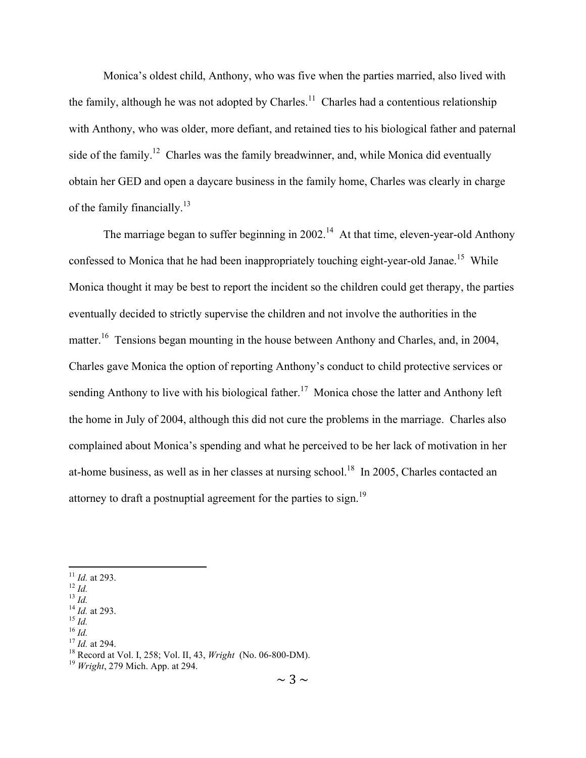Monica's oldest child, Anthony, who was five when the parties married, also lived with the family, although he was not adopted by Charles.[11] Charles had a contentious relationship with Anthony, who was older, more defiant, and retained ties to his biological father and paternal side of the family.[12] Charles was the family breadwinner, and, while Monica did eventually obtain her GED and open a daycare business in the family home, Charles was clearly in charge of the family financially.[13]

The marriage began to suffer beginning in 2002.[14] At that time, eleven-year-old Anthony confessed to Monica that he had been inappropriately touching eight-year-old Janae.[15] While Monica thought it may be best to report the incident so the children could get therapy, the parties eventually decided to strictly supervise the children and not involve the authorities in the matter.[16] Tensions began mounting in the house between Anthony and Charles, and, in 2004, Charles gave Monica the option of reporting Anthony's conduct to child protective services or sending Anthony to live with his biological father.[17] Monica chose the latter and Anthony left the home in July of 2004, although this did not cure the problems in the marriage. Charles also complained about Monica's spending and what he perceived to be her lack of motivation in her at-home business, as well as in her classes at nursing school.[18] In 2005, Charles contacted an attorney to draft a postnuptial agreement for the parties to sign.[19]

---

[11] *Id.* at 293.
[12] *Id.*
[13] *Id.*
[14] *Id.* at 293.
[15] *Id.*
[16] *Id.*
[17] *Id.* at 294.
[18] Record at Vol. I, 258; Vol. II, 43, *Wright* (No. 06-800-DM).
[19] *Wright*, 279 Mich. App. at 294.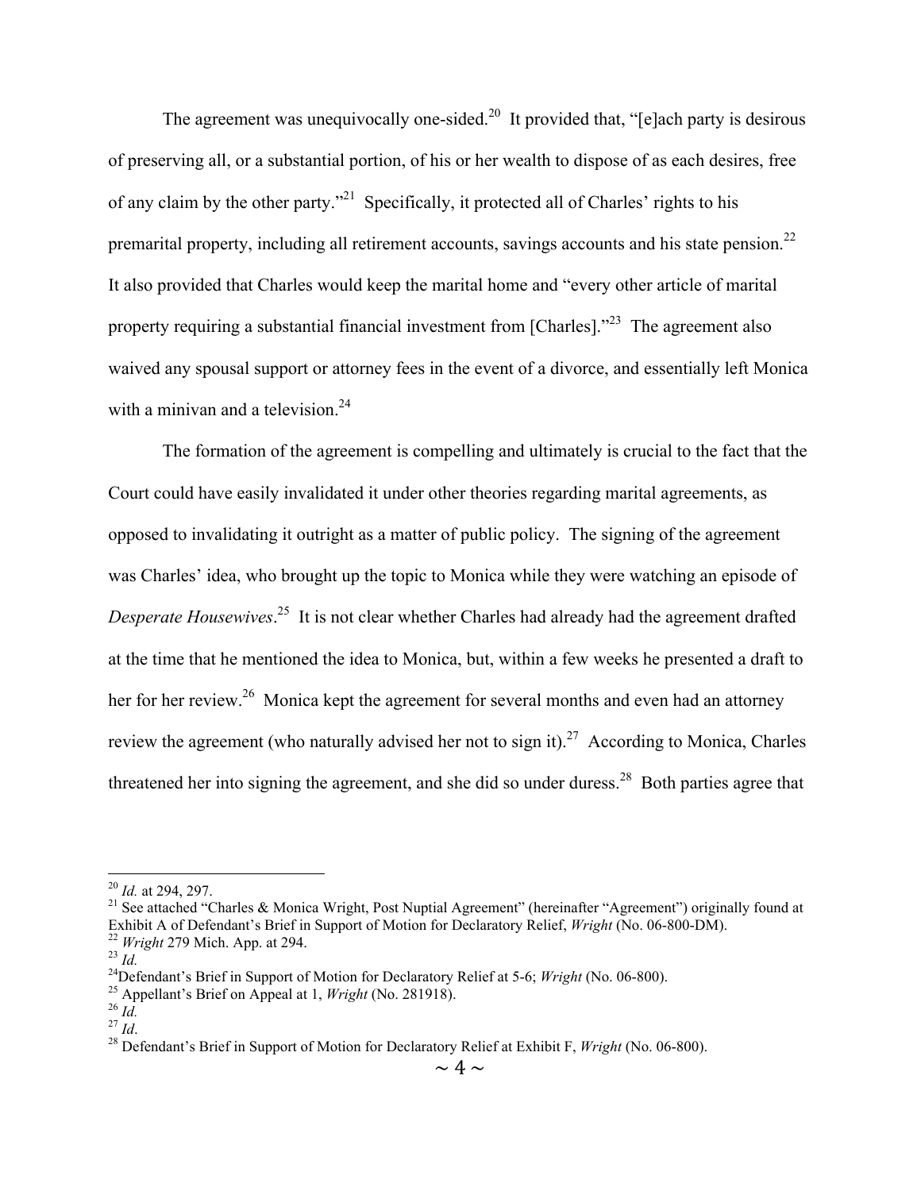The agreement was unequivocally one-sided.[20] It provided that, "[e]ach party is desirous of preserving all, or a substantial portion, of his or her wealth to dispose of as each desires, free of any claim by the other party."[21] Specifically, it protected all of Charles' rights to his premarital property, including all retirement accounts, savings accounts and his state pension.[22] It also provided that Charles would keep the marital home and "every other article of marital property requiring a substantial financial investment from [Charles]."[23] The agreement also waived any spousal support or attorney fees in the event of a divorce, and essentially left Monica with a minivan and a television.[24]

The formation of the agreement is compelling and ultimately is crucial to the fact that the Court could have easily invalidated it under other theories regarding marital agreements, as opposed to invalidating it outright as a matter of public policy. The signing of the agreement was Charles' idea, who brought up the topic to Monica while they were watching an episode of *Desperate Housewives*.[25] It is not clear whether Charles had already had the agreement drafted at the time that he mentioned the idea to Monica, but, within a few weeks he presented a draft to her for her review.[26] Monica kept the agreement for several months and even had an attorney review the agreement (who naturally advised her not to sign it).[27] According to Monica, Charles threatened her into signing the agreement, and she did so under duress.[28] Both parties agree that

---

[20] *Id.* at 294, 297.

[21] See attached "Charles & Monica Wright, Post Nuptial Agreement" (hereinafter "Agreement") originally found at Exhibit A of Defendant's Brief in Support of Motion for Declaratory Relief, *Wright* (No. 06-800-DM).

[22] *Wright* 279 Mich. App. at 294.

[23] *Id.*

[24] Defendant's Brief in Support of Motion for Declaratory Relief at 5-6; *Wright* (No. 06-800).

[25] Appellant's Brief on Appeal at 1, *Wright* (No. 281918).

[26] *Id.*

[27] *Id*.

[28] Defendant's Brief in Support of Motion for Declaratory Relief at Exhibit F, *Wright* (No. 06-800).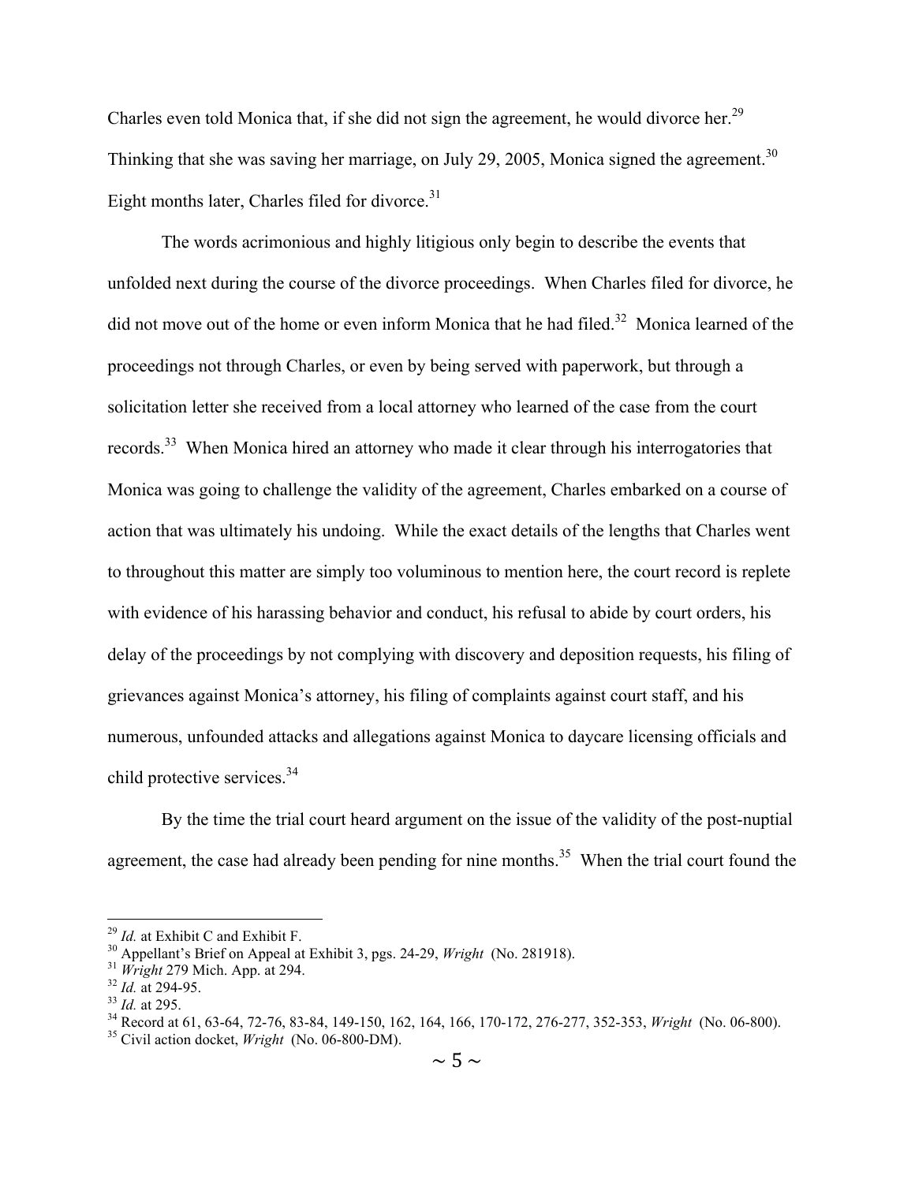Charles even told Monica that, if she did not sign the agreement, he would divorce her.[29] Thinking that she was saving her marriage, on July 29, 2005, Monica signed the agreement.[30] Eight months later, Charles filed for divorce.[31]

The words acrimonious and highly litigious only begin to describe the events that unfolded next during the course of the divorce proceedings. When Charles filed for divorce, he did not move out of the home or even inform Monica that he had filed.[32] Monica learned of the proceedings not through Charles, or even by being served with paperwork, but through a solicitation letter she received from a local attorney who learned of the case from the court records.[33] When Monica hired an attorney who made it clear through his interrogatories that Monica was going to challenge the validity of the agreement, Charles embarked on a course of action that was ultimately his undoing. While the exact details of the lengths that Charles went to throughout this matter are simply too voluminous to mention here, the court record is replete with evidence of his harassing behavior and conduct, his refusal to abide by court orders, his delay of the proceedings by not complying with discovery and deposition requests, his filing of grievances against Monica's attorney, his filing of complaints against court staff, and his numerous, unfounded attacks and allegations against Monica to daycare licensing officials and child protective services.[34]

By the time the trial court heard argument on the issue of the validity of the post-nuptial agreement, the case had already been pending for nine months.[35] When the trial court found the

---

[29] *Id.* at Exhibit C and Exhibit F.

[30] Appellant's Brief on Appeal at Exhibit 3, pgs. 24-29, *Wright* (No. 281918).

[31] *Wright* 279 Mich. App. at 294.

[32] *Id.* at 294-95.

[33] *Id.* at 295.

[34] Record at 61, 63-64, 72-76, 83-84, 149-150, 162, 164, 166, 170-172, 276-277, 352-353, *Wright* (No. 06-800).

[35] Civil action docket, *Wright* (No. 06-800-DM).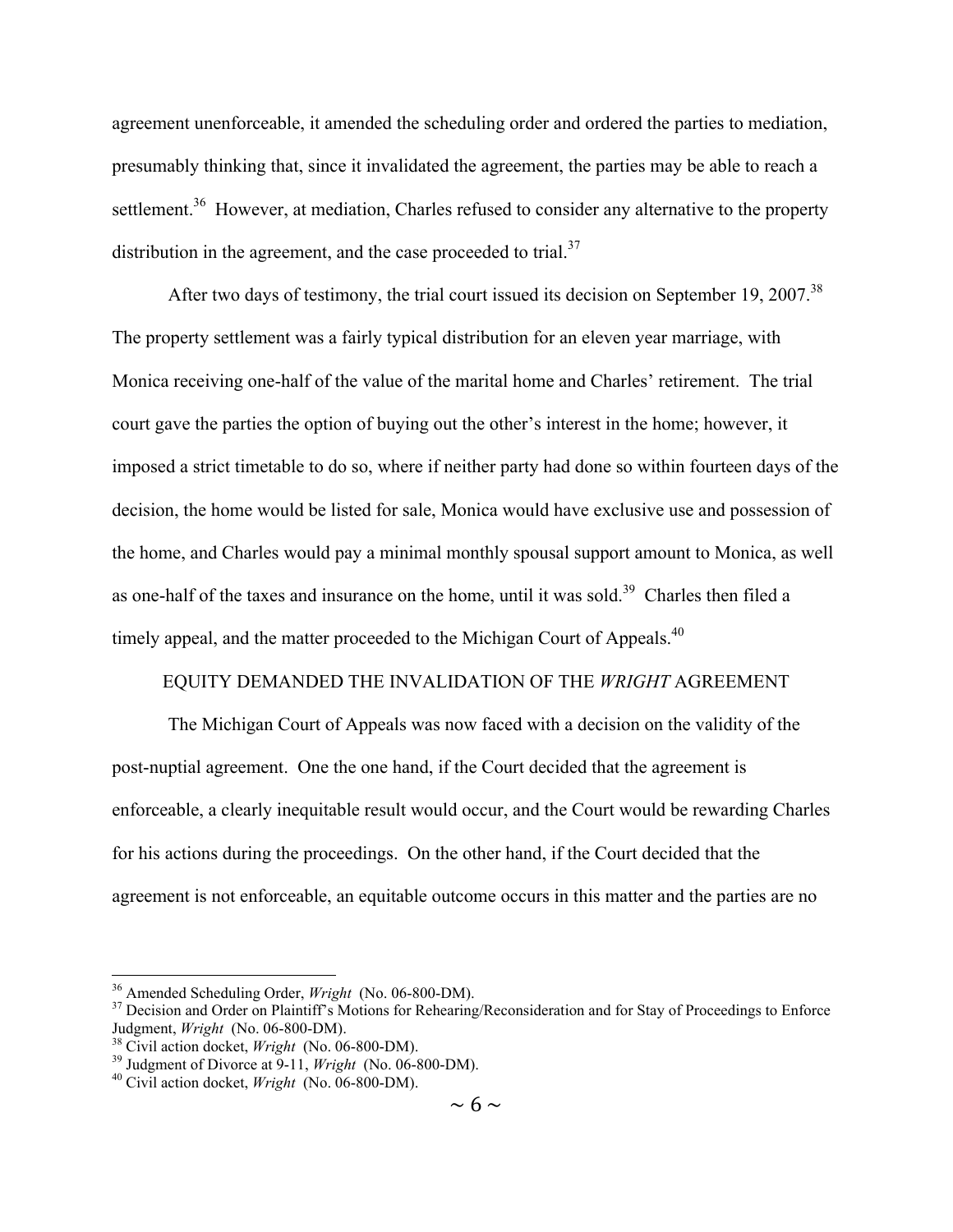agreement unenforceable, it amended the scheduling order and ordered the parties to mediation, presumably thinking that, since it invalidated the agreement, the parties may be able to reach a settlement.[36] However, at mediation, Charles refused to consider any alternative to the property distribution in the agreement, and the case proceeded to trial.[37]

After two days of testimony, the trial court issued its decision on September 19, 2007.[38] The property settlement was a fairly typical distribution for an eleven year marriage, with Monica receiving one-half of the value of the marital home and Charles' retirement. The trial court gave the parties the option of buying out the other's interest in the home; however, it imposed a strict timetable to do so, where if neither party had done so within fourteen days of the decision, the home would be listed for sale, Monica would have exclusive use and possession of the home, and Charles would pay a minimal monthly spousal support amount to Monica, as well as one-half of the taxes and insurance on the home, until it was sold.[39] Charles then filed a timely appeal, and the matter proceeded to the Michigan Court of Appeals.[40]

## EQUITY DEMANDED THE INVALIDATION OF THE *WRIGHT* AGREEMENT

The Michigan Court of Appeals was now faced with a decision on the validity of the post-nuptial agreement. One the one hand, if the Court decided that the agreement is enforceable, a clearly inequitable result would occur, and the Court would be rewarding Charles for his actions during the proceedings. On the other hand, if the Court decided that the agreement is not enforceable, an equitable outcome occurs in this matter and the parties are no

---

[36] Amended Scheduling Order, *Wright* (No. 06-800-DM).

[37] Decision and Order on Plaintiff's Motions for Rehearing/Reconsideration and for Stay of Proceedings to Enforce Judgment, *Wright* (No. 06-800-DM).

[38] Civil action docket, *Wright* (No. 06-800-DM).

[39] Judgment of Divorce at 9-11, *Wright* (No. 06-800-DM).

[40] Civil action docket, *Wright* (No. 06-800-DM).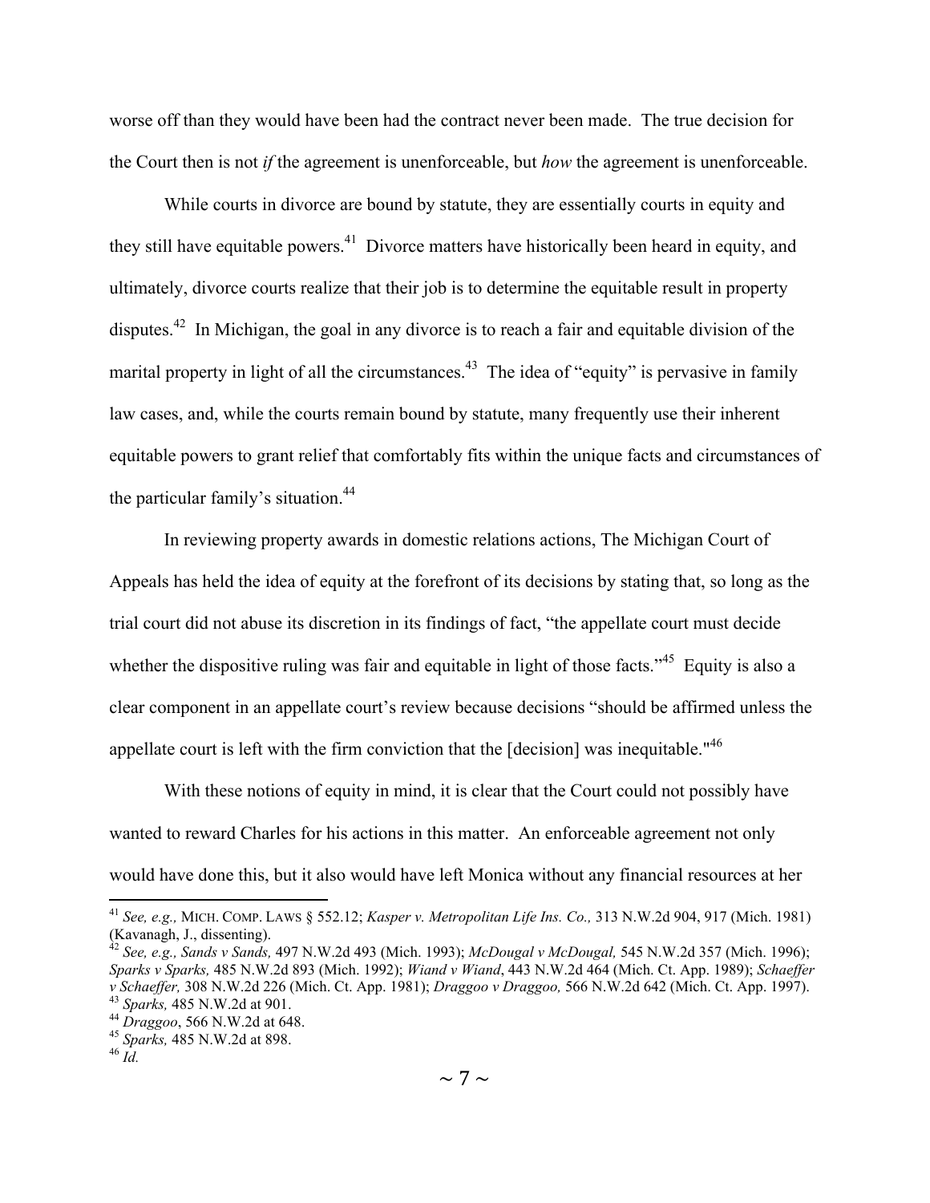worse off than they would have been had the contract never been made. The true decision for the Court then is not *if* the agreement is unenforceable, but *how* the agreement is unenforceable.

While courts in divorce are bound by statute, they are essentially courts in equity and they still have equitable powers.[41] Divorce matters have historically been heard in equity, and ultimately, divorce courts realize that their job is to determine the equitable result in property disputes.[42] In Michigan, the goal in any divorce is to reach a fair and equitable division of the marital property in light of all the circumstances.[43] The idea of "equity" is pervasive in family law cases, and, while the courts remain bound by statute, many frequently use their inherent equitable powers to grant relief that comfortably fits within the unique facts and circumstances of the particular family's situation.[44]

In reviewing property awards in domestic relations actions, The Michigan Court of Appeals has held the idea of equity at the forefront of its decisions by stating that, so long as the trial court did not abuse its discretion in its findings of fact, "the appellate court must decide whether the dispositive ruling was fair and equitable in light of those facts."[45] Equity is also a clear component in an appellate court's review because decisions "should be affirmed unless the appellate court is left with the firm conviction that the [decision] was inequitable."[46]

With these notions of equity in mind, it is clear that the Court could not possibly have wanted to reward Charles for his actions in this matter. An enforceable agreement not only would have done this, but it also would have left Monica without any financial resources at her

---

[41] *See, e.g.,* MICH. COMP. LAWS § 552.12; *Kasper v. Metropolitan Life Ins. Co.,* 313 N.W.2d 904, 917 (Mich. 1981) (Kavanagh, J., dissenting).

[42] *See, e.g., Sands v Sands,* 497 N.W.2d 493 (Mich. 1993); *McDougal v McDougal,* 545 N.W.2d 357 (Mich. 1996); *Sparks v Sparks,* 485 N.W.2d 893 (Mich. 1992); *Wiand v Wiand*, 443 N.W.2d 464 (Mich. Ct. App. 1989); *Schaeffer v Schaeffer,* 308 N.W.2d 226 (Mich. Ct. App. 1981); *Draggoo v Draggoo,* 566 N.W.2d 642 (Mich. Ct. App. 1997).

[43] *Sparks,* 485 N.W.2d at 901.

[44] *Draggoo*, 566 N.W.2d at 648.

[45] *Sparks,* 485 N.W.2d at 898.

[46] *Id.*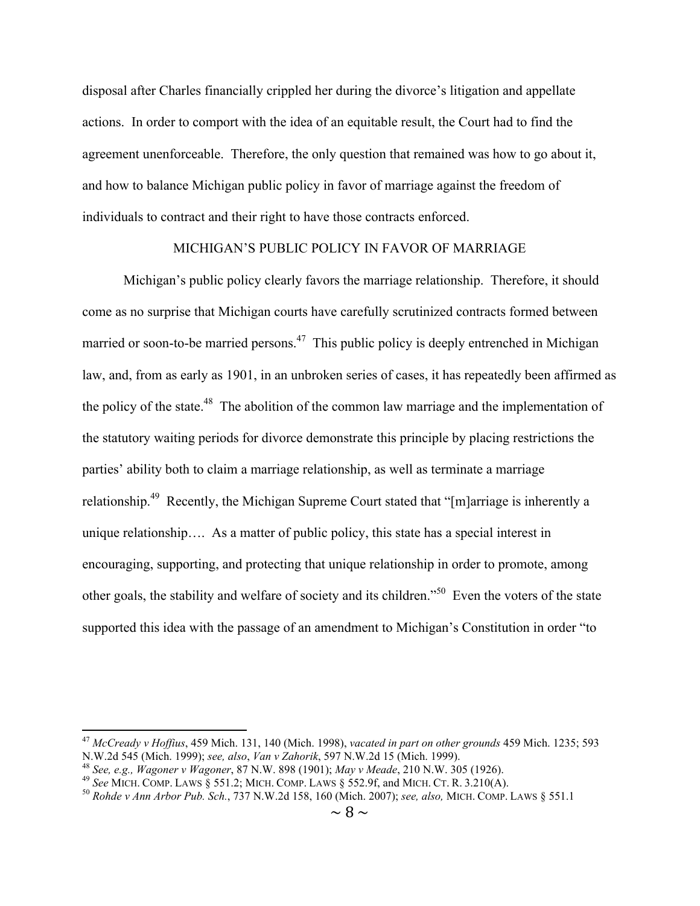disposal after Charles financially crippled her during the divorce's litigation and appellate actions. In order to comport with the idea of an equitable result, the Court had to find the agreement unenforceable. Therefore, the only question that remained was how to go about it, and how to balance Michigan public policy in favor of marriage against the freedom of individuals to contract and their right to have those contracts enforced.

## MICHIGAN'S PUBLIC POLICY IN FAVOR OF MARRIAGE

Michigan's public policy clearly favors the marriage relationship. Therefore, it should come as no surprise that Michigan courts have carefully scrutinized contracts formed between married or soon-to-be married persons.[47] This public policy is deeply entrenched in Michigan law, and, from as early as 1901, in an unbroken series of cases, it has repeatedly been affirmed as the policy of the state.[48] The abolition of the common law marriage and the implementation of the statutory waiting periods for divorce demonstrate this principle by placing restrictions the parties' ability both to claim a marriage relationship, as well as terminate a marriage relationship.[49] Recently, the Michigan Supreme Court stated that "[m]arriage is inherently a unique relationship…. As a matter of public policy, this state has a special interest in encouraging, supporting, and protecting that unique relationship in order to promote, among other goals, the stability and welfare of society and its children."[50] Even the voters of the state supported this idea with the passage of an amendment to Michigan's Constitution in order "to

---

[47] *McCready v Hoffius*, 459 Mich. 131, 140 (Mich. 1998), *vacated in part on other grounds* 459 Mich. 1235; 593 N.W.2d 545 (Mich. 1999); *see, also*, *Van v Zahorik*, 597 N.W.2d 15 (Mich. 1999).

[48] *See, e.g., Wagoner v Wagoner*, 87 N.W. 898 (1901); *May v Meade*, 210 N.W. 305 (1926).

[49] *See* MICH. COMP. LAWS § 551.2; MICH. COMP. LAWS § 552.9f, and MICH. CT. R. 3.210(A).

[50] *Rohde v Ann Arbor Pub. Sch.*, 737 N.W.2d 158, 160 (Mich. 2007); *see, also,* MICH. COMP. LAWS § 551.1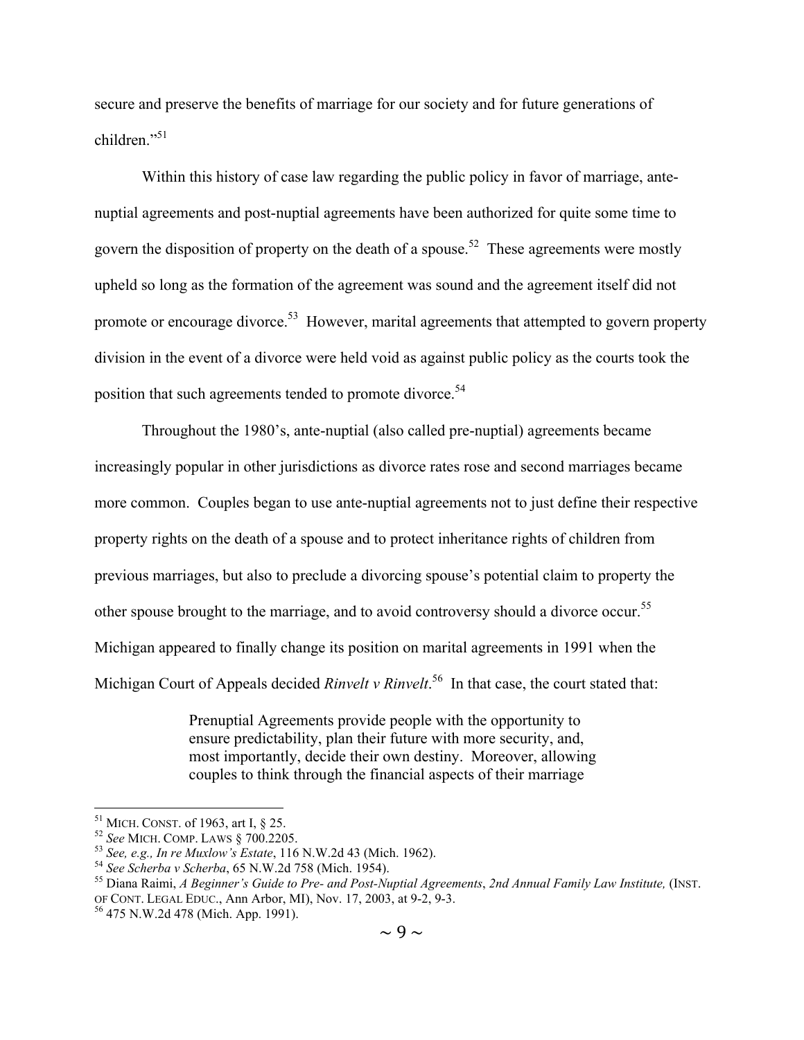secure and preserve the benefits of marriage for our society and for future generations of children."[51]

Within this history of case law regarding the public policy in favor of marriage, ante-nuptial agreements and post-nuptial agreements have been authorized for quite some time to govern the disposition of property on the death of a spouse.[52] These agreements were mostly upheld so long as the formation of the agreement was sound and the agreement itself did not promote or encourage divorce.[53] However, marital agreements that attempted to govern property division in the event of a divorce were held void as against public policy as the courts took the position that such agreements tended to promote divorce.[54]

Throughout the 1980's, ante-nuptial (also called pre-nuptial) agreements became increasingly popular in other jurisdictions as divorce rates rose and second marriages became more common. Couples began to use ante-nuptial agreements not to just define their respective property rights on the death of a spouse and to protect inheritance rights of children from previous marriages, but also to preclude a divorcing spouse's potential claim to property the other spouse brought to the marriage, and to avoid controversy should a divorce occur.[55] Michigan appeared to finally change its position on marital agreements in 1991 when the Michigan Court of Appeals decided *Rinvelt v Rinvelt*.[56] In that case, the court stated that:

> Prenuptial Agreements provide people with the opportunity to ensure predictability, plan their future with more security, and, most importantly, decide their own destiny. Moreover, allowing couples to think through the financial aspects of their marriage

---

[51] MICH. CONST. of 1963, art I, § 25.

[52] *See* MICH. COMP. LAWS § 700.2205.

[53] *See, e.g., In re Muxlow's Estate*, 116 N.W.2d 43 (Mich. 1962).

[54] *See Scherba v Scherba*, 65 N.W.2d 758 (Mich. 1954).

[55] Diana Raimi, *A Beginner's Guide to Pre- and Post-Nuptial Agreements*, *2nd Annual Family Law Institute,* (INST. OF CONT. LEGAL EDUC., Ann Arbor, MI), Nov. 17, 2003, at 9-2, 9-3.

[56] 475 N.W.2d 478 (Mich. App. 1991).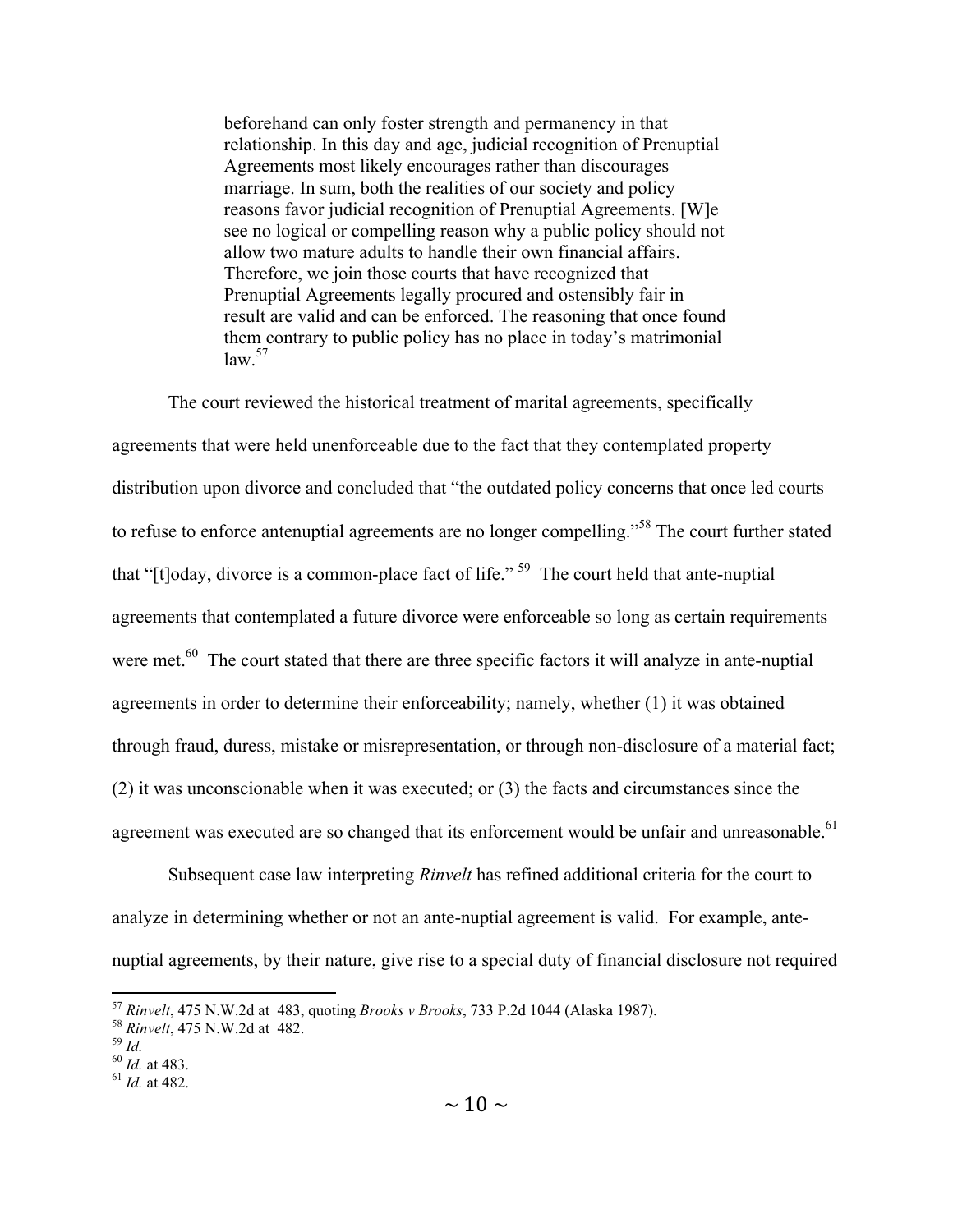> beforehand can only foster strength and permanency in that relationship. In this day and age, judicial recognition of Prenuptial Agreements most likely encourages rather than discourages marriage. In sum, both the realities of our society and policy reasons favor judicial recognition of Prenuptial Agreements. [W]e see no logical or compelling reason why a public policy should not allow two mature adults to handle their own financial affairs. Therefore, we join those courts that have recognized that Prenuptial Agreements legally procured and ostensibly fair in result are valid and can be enforced. The reasoning that once found them contrary to public policy has no place in today's matrimonial law.[57]

The court reviewed the historical treatment of marital agreements, specifically agreements that were held unenforceable due to the fact that they contemplated property distribution upon divorce and concluded that "the outdated policy concerns that once led courts to refuse to enforce antenuptial agreements are no longer compelling."[58] The court further stated that "[t]oday, divorce is a common-place fact of life."[59] The court held that ante-nuptial agreements that contemplated a future divorce were enforceable so long as certain requirements were met.[60] The court stated that there are three specific factors it will analyze in ante-nuptial agreements in order to determine their enforceability; namely, whether (1) it was obtained through fraud, duress, mistake or misrepresentation, or through non-disclosure of a material fact; (2) it was unconscionable when it was executed; or (3) the facts and circumstances since the agreement was executed are so changed that its enforcement would be unfair and unreasonable.[61]

Subsequent case law interpreting *Rinvelt* has refined additional criteria for the court to analyze in determining whether or not an ante-nuptial agreement is valid. For example, ante-nuptial agreements, by their nature, give rise to a special duty of financial disclosure not required

---

[57] *Rinvelt*, 475 N.W.2d at 483, quoting *Brooks v Brooks*, 733 P.2d 1044 (Alaska 1987).
[58] *Rinvelt*, 475 N.W.2d at 482.
[59] *Id.*
[60] *Id.* at 483.
[61] *Id.* at 482.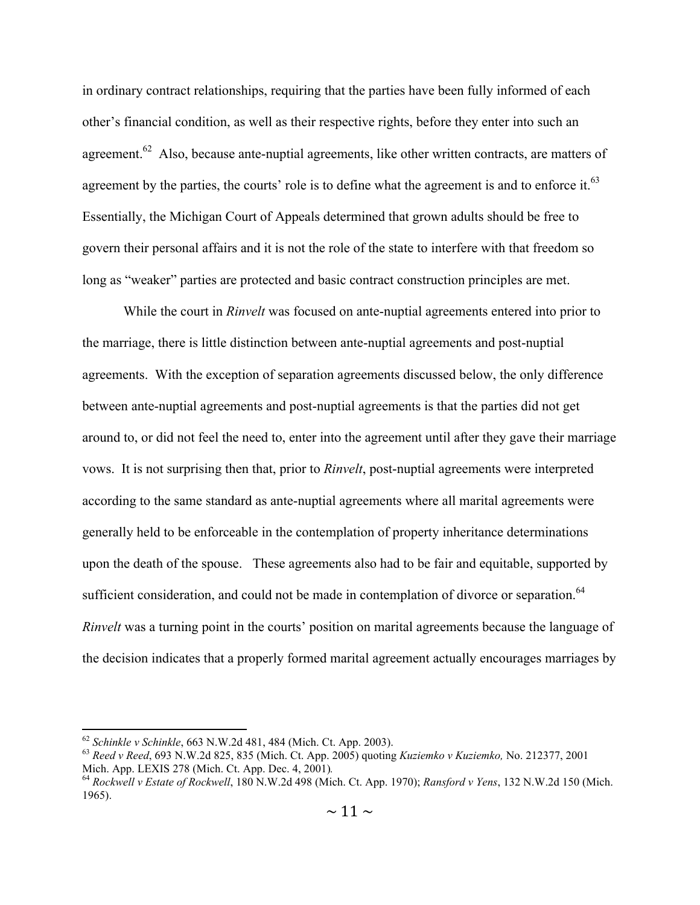in ordinary contract relationships, requiring that the parties have been fully informed of each other's financial condition, as well as their respective rights, before they enter into such an agreement.[62] Also, because ante-nuptial agreements, like other written contracts, are matters of agreement by the parties, the courts' role is to define what the agreement is and to enforce it.[63] Essentially, the Michigan Court of Appeals determined that grown adults should be free to govern their personal affairs and it is not the role of the state to interfere with that freedom so long as "weaker" parties are protected and basic contract construction principles are met.

While the court in *Rinvelt* was focused on ante-nuptial agreements entered into prior to the marriage, there is little distinction between ante-nuptial agreements and post-nuptial agreements. With the exception of separation agreements discussed below, the only difference between ante-nuptial agreements and post-nuptial agreements is that the parties did not get around to, or did not feel the need to, enter into the agreement until after they gave their marriage vows. It is not surprising then that, prior to *Rinvelt*, post-nuptial agreements were interpreted according to the same standard as ante-nuptial agreements where all marital agreements were generally held to be enforceable in the contemplation of property inheritance determinations upon the death of the spouse. These agreements also had to be fair and equitable, supported by sufficient consideration, and could not be made in contemplation of divorce or separation.[64] *Rinvelt* was a turning point in the courts' position on marital agreements because the language of the decision indicates that a properly formed marital agreement actually encourages marriages by

---

[62] *Schinkle v Schinkle*, 663 N.W.2d 481, 484 (Mich. Ct. App. 2003).

[63] *Reed v Reed*, 693 N.W.2d 825, 835 (Mich. Ct. App. 2005) quoting *Kuziemko v Kuziemko,* No. 212377, 2001 Mich. App. LEXIS 278 (Mich. Ct. App. Dec. 4, 2001)*.*

[64] *Rockwell v Estate of Rockwell*, 180 N.W.2d 498 (Mich. Ct. App. 1970); *Ransford v Yens*, 132 N.W.2d 150 (Mich. 1965).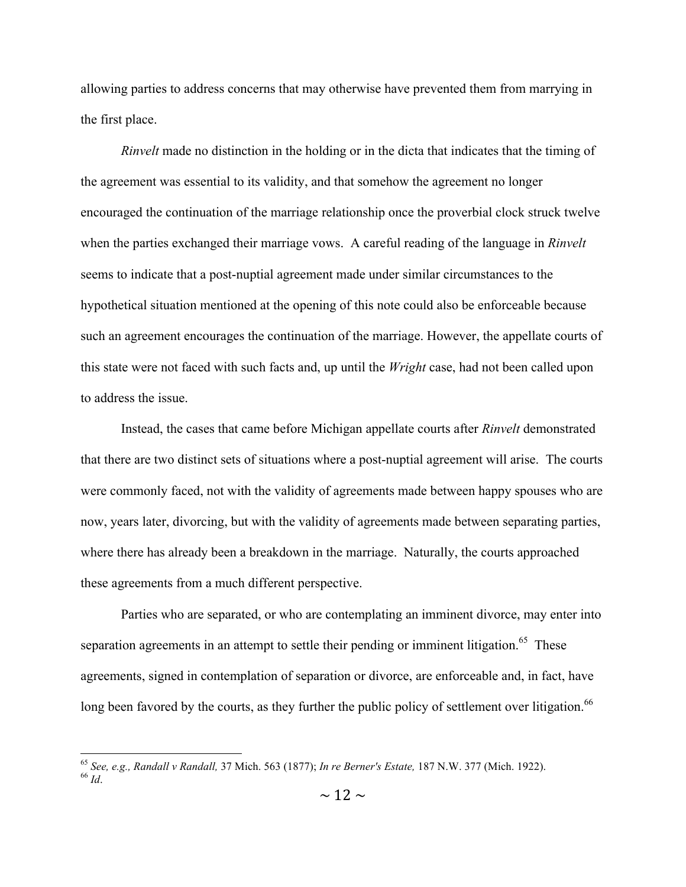allowing parties to address concerns that may otherwise have prevented them from marrying in the first place.

*Rinvelt* made no distinction in the holding or in the dicta that indicates that the timing of the agreement was essential to its validity, and that somehow the agreement no longer encouraged the continuation of the marriage relationship once the proverbial clock struck twelve when the parties exchanged their marriage vows. A careful reading of the language in *Rinvelt* seems to indicate that a post-nuptial agreement made under similar circumstances to the hypothetical situation mentioned at the opening of this note could also be enforceable because such an agreement encourages the continuation of the marriage. However, the appellate courts of this state were not faced with such facts and, up until the *Wright* case, had not been called upon to address the issue.

Instead, the cases that came before Michigan appellate courts after *Rinvelt* demonstrated that there are two distinct sets of situations where a post-nuptial agreement will arise. The courts were commonly faced, not with the validity of agreements made between happy spouses who are now, years later, divorcing, but with the validity of agreements made between separating parties, where there has already been a breakdown in the marriage. Naturally, the courts approached these agreements from a much different perspective.

Parties who are separated, or who are contemplating an imminent divorce, may enter into separation agreements in an attempt to settle their pending or imminent litigation.[65] These agreements, signed in contemplation of separation or divorce, are enforceable and, in fact, have long been favored by the courts, as they further the public policy of settlement over litigation.[66]

---

[65] *See, e.g., Randall v Randall,* 37 Mich. 563 (1877); *In re Berner's Estate,* 187 N.W. 377 (Mich. 1922).
[66] *Id*.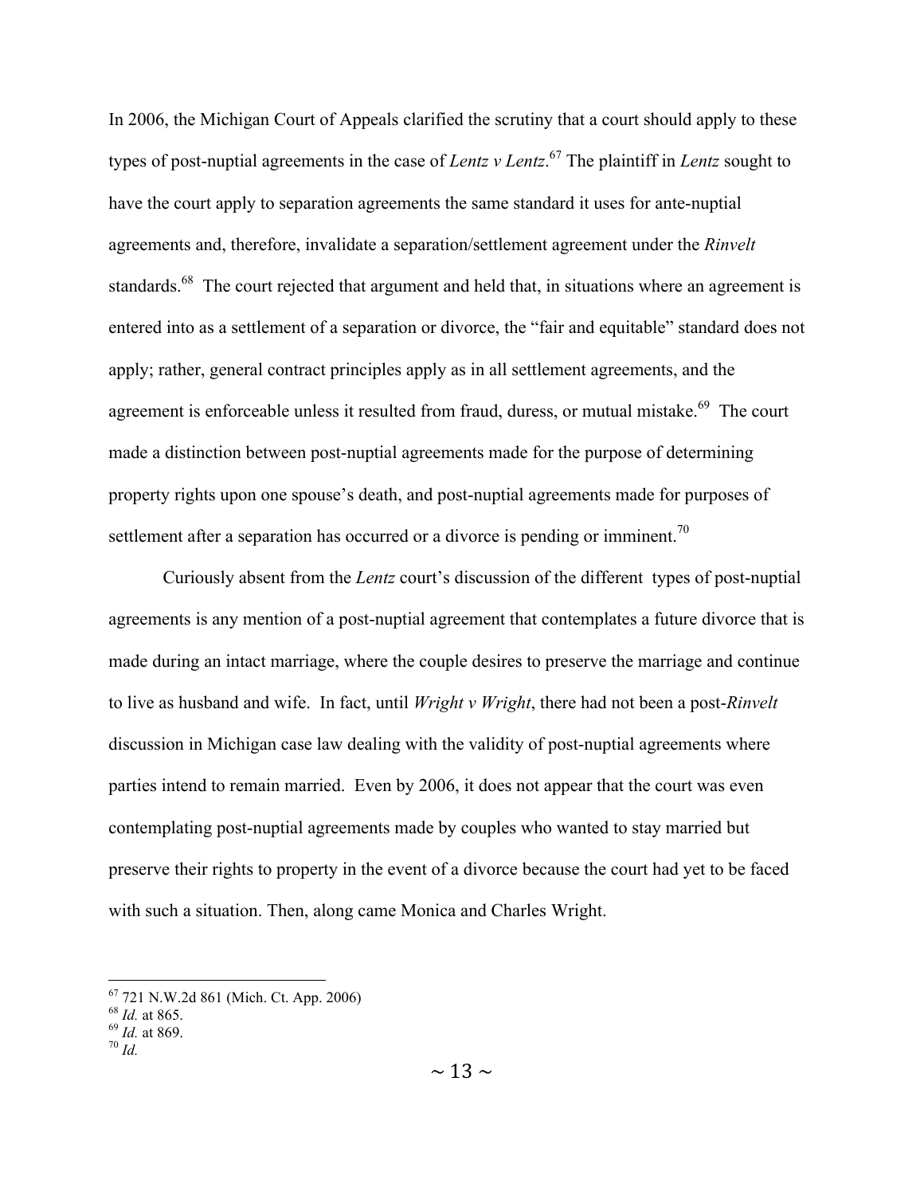In 2006, the Michigan Court of Appeals clarified the scrutiny that a court should apply to these types of post-nuptial agreements in the case of *Lentz v Lentz*.[67] The plaintiff in *Lentz* sought to have the court apply to separation agreements the same standard it uses for ante-nuptial agreements and, therefore, invalidate a separation/settlement agreement under the *Rinvelt* standards.[68] The court rejected that argument and held that, in situations where an agreement is entered into as a settlement of a separation or divorce, the "fair and equitable" standard does not apply; rather, general contract principles apply as in all settlement agreements, and the agreement is enforceable unless it resulted from fraud, duress, or mutual mistake.[69] The court made a distinction between post-nuptial agreements made for the purpose of determining property rights upon one spouse's death, and post-nuptial agreements made for purposes of settlement after a separation has occurred or a divorce is pending or imminent.[70]

Curiously absent from the *Lentz* court's discussion of the different types of post-nuptial agreements is any mention of a post-nuptial agreement that contemplates a future divorce that is made during an intact marriage, where the couple desires to preserve the marriage and continue to live as husband and wife. In fact, until *Wright v Wright*, there had not been a post-*Rinvelt* discussion in Michigan case law dealing with the validity of post-nuptial agreements where parties intend to remain married. Even by 2006, it does not appear that the court was even contemplating post-nuptial agreements made by couples who wanted to stay married but preserve their rights to property in the event of a divorce because the court had yet to be faced with such a situation. Then, along came Monica and Charles Wright.

---

[67] 721 N.W.2d 861 (Mich. Ct. App. 2006)

[68] *Id.* at 865.

[69] *Id.* at 869.

[70] *Id.*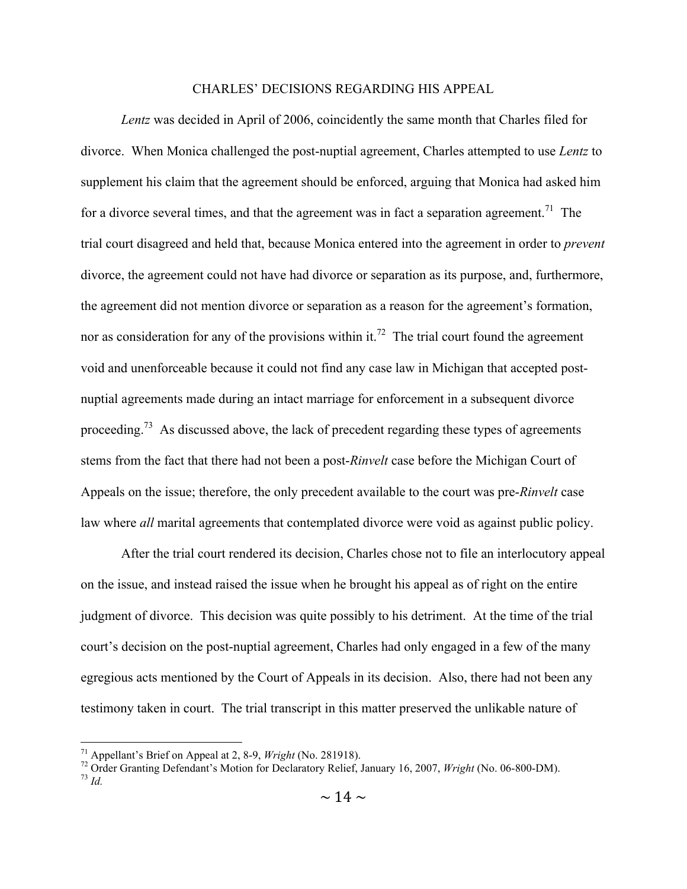## CHARLES' DECISIONS REGARDING HIS APPEAL

*Lentz* was decided in April of 2006, coincidently the same month that Charles filed for divorce. When Monica challenged the post-nuptial agreement, Charles attempted to use *Lentz* to supplement his claim that the agreement should be enforced, arguing that Monica had asked him for a divorce several times, and that the agreement was in fact a separation agreement.[71] The trial court disagreed and held that, because Monica entered into the agreement in order to *prevent* divorce, the agreement could not have had divorce or separation as its purpose, and, furthermore, the agreement did not mention divorce or separation as a reason for the agreement's formation, nor as consideration for any of the provisions within it.[72] The trial court found the agreement void and unenforceable because it could not find any case law in Michigan that accepted post-nuptial agreements made during an intact marriage for enforcement in a subsequent divorce proceeding.[73] As discussed above, the lack of precedent regarding these types of agreements stems from the fact that there had not been a post-*Rinvelt* case before the Michigan Court of Appeals on the issue; therefore, the only precedent available to the court was pre-*Rinvelt* case law where *all* marital agreements that contemplated divorce were void as against public policy.

After the trial court rendered its decision, Charles chose not to file an interlocutory appeal on the issue, and instead raised the issue when he brought his appeal as of right on the entire judgment of divorce. This decision was quite possibly to his detriment. At the time of the trial court's decision on the post-nuptial agreement, Charles had only engaged in a few of the many egregious acts mentioned by the Court of Appeals in its decision. Also, there had not been any testimony taken in court. The trial transcript in this matter preserved the unlikable nature of

---

[71] Appellant's Brief on Appeal at 2, 8-9, *Wright* (No. 281918).

[72] Order Granting Defendant's Motion for Declaratory Relief, January 16, 2007, *Wright* (No. 06-800-DM).

[73] *Id.*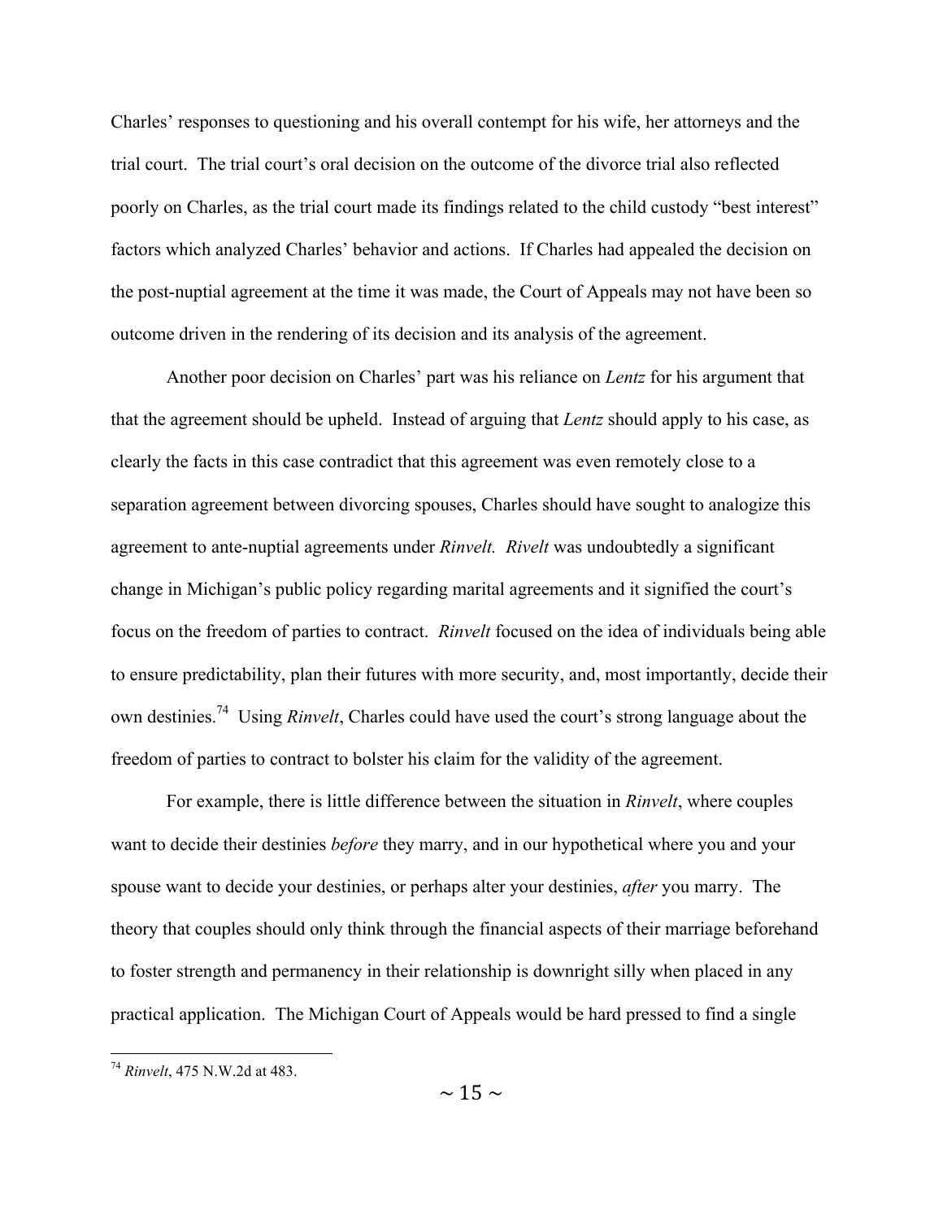Charles' responses to questioning and his overall contempt for his wife, her attorneys and the trial court. The trial court's oral decision on the outcome of the divorce trial also reflected poorly on Charles, as the trial court made its findings related to the child custody "best interest" factors which analyzed Charles' behavior and actions. If Charles had appealed the decision on the post-nuptial agreement at the time it was made, the Court of Appeals may not have been so outcome driven in the rendering of its decision and its analysis of the agreement.

Another poor decision on Charles' part was his reliance on *Lentz* for his argument that that the agreement should be upheld. Instead of arguing that *Lentz* should apply to his case, as clearly the facts in this case contradict that this agreement was even remotely close to a separation agreement between divorcing spouses, Charles should have sought to analogize this agreement to ante-nuptial agreements under *Rinvelt. Rivelt* was undoubtedly a significant change in Michigan's public policy regarding marital agreements and it signified the court's focus on the freedom of parties to contract. *Rinvelt* focused on the idea of individuals being able to ensure predictability, plan their futures with more security, and, most importantly, decide their own destinies.[74] Using *Rinvelt*, Charles could have used the court's strong language about the freedom of parties to contract to bolster his claim for the validity of the agreement.

For example, there is little difference between the situation in *Rinvelt*, where couples want to decide their destinies *before* they marry, and in our hypothetical where you and your spouse want to decide your destinies, or perhaps alter your destinies, *after* you marry. The theory that couples should only think through the financial aspects of their marriage beforehand to foster strength and permanency in their relationship is downright silly when placed in any practical application. The Michigan Court of Appeals would be hard pressed to find a single

---

[74] *Rinvelt*, 475 N.W.2d at 483.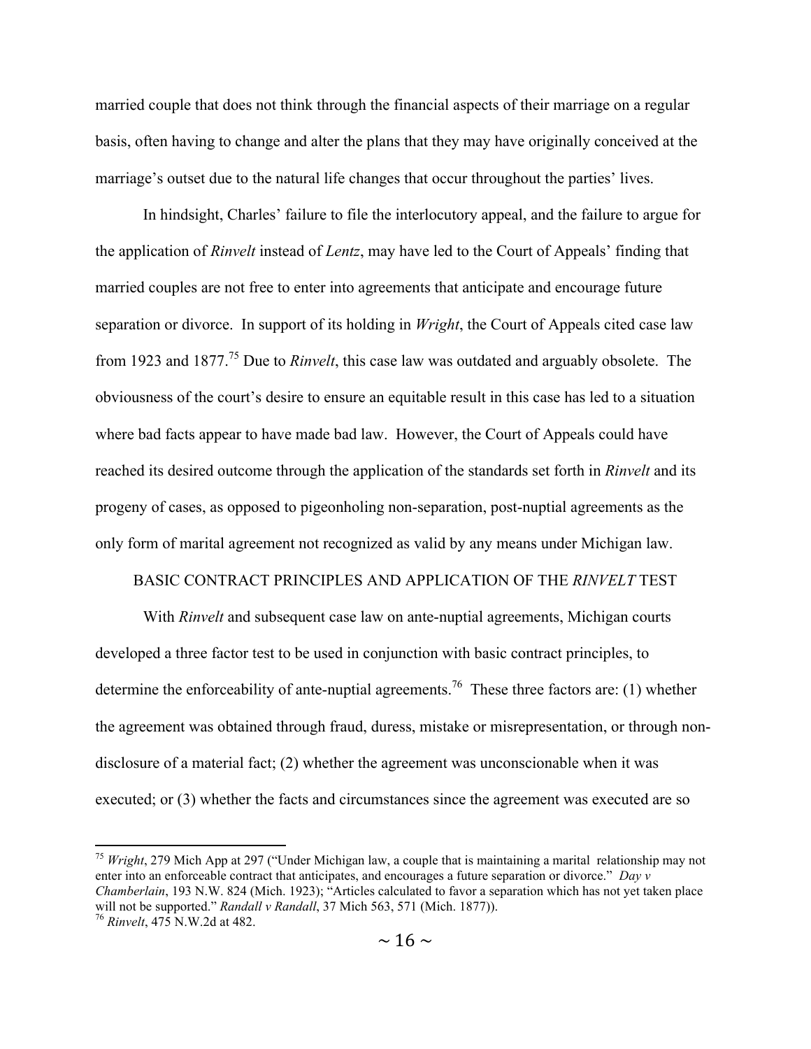married couple that does not think through the financial aspects of their marriage on a regular basis, often having to change and alter the plans that they may have originally conceived at the marriage's outset due to the natural life changes that occur throughout the parties' lives.

In hindsight, Charles' failure to file the interlocutory appeal, and the failure to argue for the application of *Rinvelt* instead of *Lentz*, may have led to the Court of Appeals' finding that married couples are not free to enter into agreements that anticipate and encourage future separation or divorce. In support of its holding in *Wright*, the Court of Appeals cited case law from 1923 and 1877.[75] Due to *Rinvelt*, this case law was outdated and arguably obsolete. The obviousness of the court's desire to ensure an equitable result in this case has led to a situation where bad facts appear to have made bad law. However, the Court of Appeals could have reached its desired outcome through the application of the standards set forth in *Rinvelt* and its progeny of cases, as opposed to pigeonholing non-separation, post-nuptial agreements as the only form of marital agreement not recognized as valid by any means under Michigan law.

## BASIC CONTRACT PRINCIPLES AND APPLICATION OF THE *RINVELT* TEST

With *Rinvelt* and subsequent case law on ante-nuptial agreements, Michigan courts developed a three factor test to be used in conjunction with basic contract principles, to determine the enforceability of ante-nuptial agreements.[76] These three factors are: (1) whether the agreement was obtained through fraud, duress, mistake or misrepresentation, or through non-disclosure of a material fact; (2) whether the agreement was unconscionable when it was executed; or (3) whether the facts and circumstances since the agreement was executed are so

---

[75] *Wright*, 279 Mich App at 297 ("Under Michigan law, a couple that is maintaining a marital relationship may not enter into an enforceable contract that anticipates, and encourages a future separation or divorce." *Day v Chamberlain*, 193 N.W. 824 (Mich. 1923); "Articles calculated to favor a separation which has not yet taken place will not be supported." *Randall v Randall*, 37 Mich 563, 571 (Mich. 1877)).

[76] *Rinvelt*, 475 N.W.2d at 482.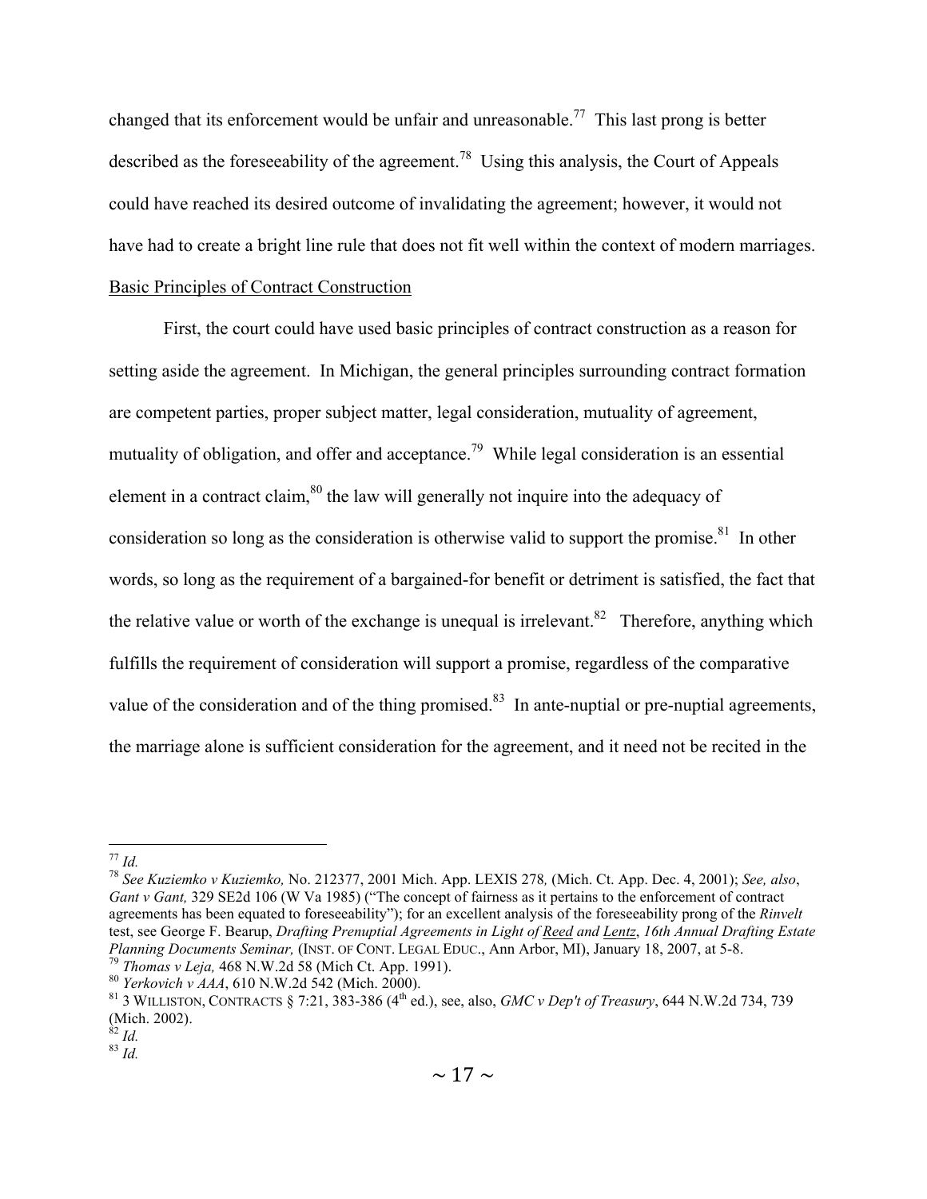changed that its enforcement would be unfair and unreasonable.[77] This last prong is better described as the foreseeability of the agreement.[78] Using this analysis, the Court of Appeals could have reached its desired outcome of invalidating the agreement; however, it would not have had to create a bright line rule that does not fit well within the context of modern marriages.

<u>Basic Principles of Contract Construction</u>

First, the court could have used basic principles of contract construction as a reason for setting aside the agreement. In Michigan, the general principles surrounding contract formation are competent parties, proper subject matter, legal consideration, mutuality of agreement, mutuality of obligation, and offer and acceptance.[79] While legal consideration is an essential element in a contract claim,[80] the law will generally not inquire into the adequacy of consideration so long as the consideration is otherwise valid to support the promise.[81] In other words, so long as the requirement of a bargained-for benefit or detriment is satisfied, the fact that the relative value or worth of the exchange is unequal is irrelevant.[82] Therefore, anything which fulfills the requirement of consideration will support a promise, regardless of the comparative value of the consideration and of the thing promised.[83] In ante-nuptial or pre-nuptial agreements, the marriage alone is sufficient consideration for the agreement, and it need not be recited in the

---

[77] *Id.*

[78] *See Kuziemko v Kuziemko,* No. 212377, 2001 Mich. App. LEXIS 278*,* (Mich. Ct. App. Dec. 4, 2001); *See, also*, *Gant v Gant,* 329 SE2d 106 (W Va 1985) ("The concept of fairness as it pertains to the enforcement of contract agreements has been equated to foreseeability"); for an excellent analysis of the foreseeability prong of the *Rinvelt* test, see George F. Bearup, *Drafting Prenuptial Agreements in Light of <u>Reed</u> and <u>Lentz</u>*, *16th Annual Drafting Estate Planning Documents Seminar,* (INST. OF CONT. LEGAL EDUC., Ann Arbor, MI), January 18, 2007, at 5-8.

[79] *Thomas v Leja,* 468 N.W.2d 58 (Mich Ct. App. 1991).

[80] *Yerkovich v AAA*, 610 N.W.2d 542 (Mich. 2000).

[81] 3 WILLISTON, CONTRACTS § 7:21, 383-386 (4th ed.), see, also, *GMC v Dep't of Treasury*, 644 N.W.2d 734, 739 (Mich. 2002).

[82] *Id.*

[83] *Id.*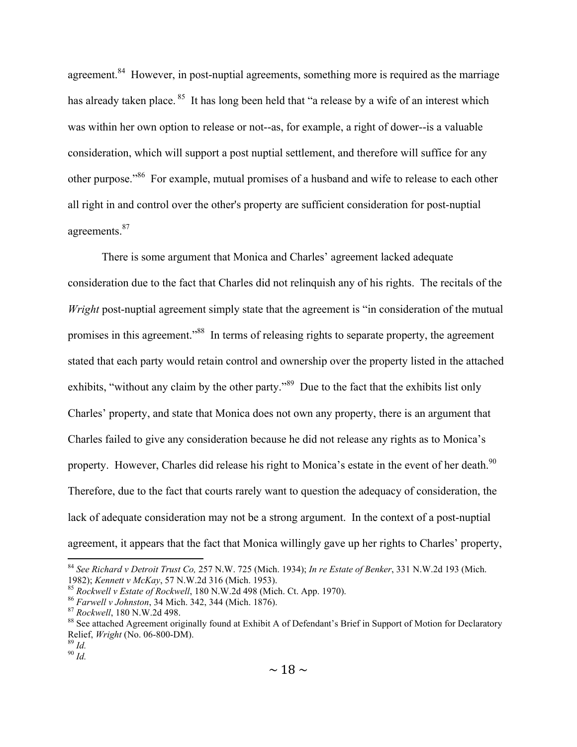agreement.[84] However, in post-nuptial agreements, something more is required as the marriage has already taken place.[85] It has long been held that "a release by a wife of an interest which was within her own option to release or not--as, for example, a right of dower--is a valuable consideration, which will support a post nuptial settlement, and therefore will suffice for any other purpose."[86] For example, mutual promises of a husband and wife to release to each other all right in and control over the other's property are sufficient consideration for post-nuptial agreements.[87]

There is some argument that Monica and Charles' agreement lacked adequate consideration due to the fact that Charles did not relinquish any of his rights. The recitals of the *Wright* post-nuptial agreement simply state that the agreement is "in consideration of the mutual promises in this agreement."[88] In terms of releasing rights to separate property, the agreement stated that each party would retain control and ownership over the property listed in the attached exhibits, "without any claim by the other party."[89] Due to the fact that the exhibits list only Charles' property, and state that Monica does not own any property, there is an argument that Charles failed to give any consideration because he did not release any rights as to Monica's property. However, Charles did release his right to Monica's estate in the event of her death.[90] Therefore, due to the fact that courts rarely want to question the adequacy of consideration, the lack of adequate consideration may not be a strong argument. In the context of a post-nuptial agreement, it appears that the fact that Monica willingly gave up her rights to Charles' property,

---

[84] *See Richard v Detroit Trust Co,* 257 N.W. 725 (Mich. 1934); *In re Estate of Benker*, 331 N.W.2d 193 (Mich. 1982); *Kennett v McKay*, 57 N.W.2d 316 (Mich. 1953).

[85] *Rockwell v Estate of Rockwell*, 180 N.W.2d 498 (Mich. Ct. App. 1970).

[86] *Farwell v Johnston*, 34 Mich. 342, 344 (Mich. 1876).

[87] *Rockwell*, 180 N.W.2d 498.

[88] See attached Agreement originally found at Exhibit A of Defendant's Brief in Support of Motion for Declaratory Relief, *Wright* (No. 06-800-DM).

[89] *Id.*

[90] *Id.*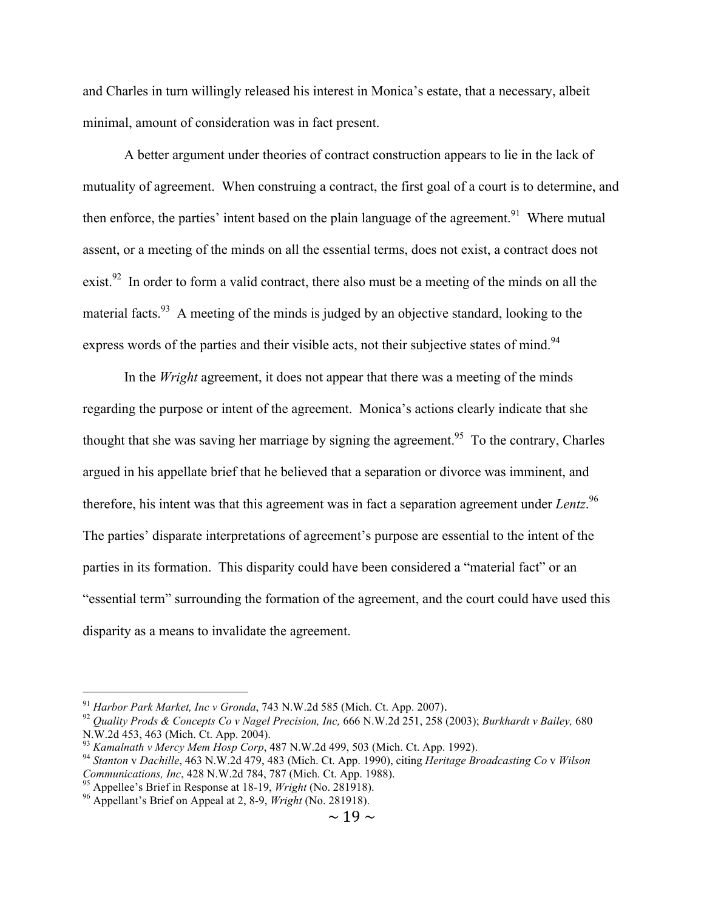and Charles in turn willingly released his interest in Monica's estate, that a necessary, albeit minimal, amount of consideration was in fact present.

A better argument under theories of contract construction appears to lie in the lack of mutuality of agreement. When construing a contract, the first goal of a court is to determine, and then enforce, the parties' intent based on the plain language of the agreement.[91] Where mutual assent, or a meeting of the minds on all the essential terms, does not exist, a contract does not exist.[92] In order to form a valid contract, there also must be a meeting of the minds on all the material facts.[93] A meeting of the minds is judged by an objective standard, looking to the express words of the parties and their visible acts, not their subjective states of mind.[94]

In the *Wright* agreement, it does not appear that there was a meeting of the minds regarding the purpose or intent of the agreement. Monica's actions clearly indicate that she thought that she was saving her marriage by signing the agreement.[95] To the contrary, Charles argued in his appellate brief that he believed that a separation or divorce was imminent, and therefore, his intent was that this agreement was in fact a separation agreement under *Lentz*.[96] The parties' disparate interpretations of agreement's purpose are essential to the intent of the parties in its formation. This disparity could have been considered a "material fact" or an "essential term" surrounding the formation of the agreement, and the court could have used this disparity as a means to invalidate the agreement.

---

[91] *Harbor Park Market, Inc v Gronda*, 743 N.W.2d 585 (Mich. Ct. App. 2007).

[92] *Quality Prods & Concepts Co v Nagel Precision, Inc,* 666 N.W.2d 251, 258 (2003); *Burkhardt v Bailey,* 680 N.W.2d 453, 463 (Mich. Ct. App. 2004).

[93] *Kamalnath v Mercy Mem Hosp Corp*, 487 N.W.2d 499, 503 (Mich. Ct. App. 1992).

[94] *Stanton* v *Dachille*, 463 N.W.2d 479, 483 (Mich. Ct. App. 1990), citing *Heritage Broadcasting Co* v *Wilson Communications, Inc*, 428 N.W.2d 784, 787 (Mich. Ct. App. 1988).

[95] Appellee's Brief in Response at 18-19, *Wright* (No. 281918).

[96] Appellant's Brief on Appeal at 2, 8-9, *Wright* (No. 281918).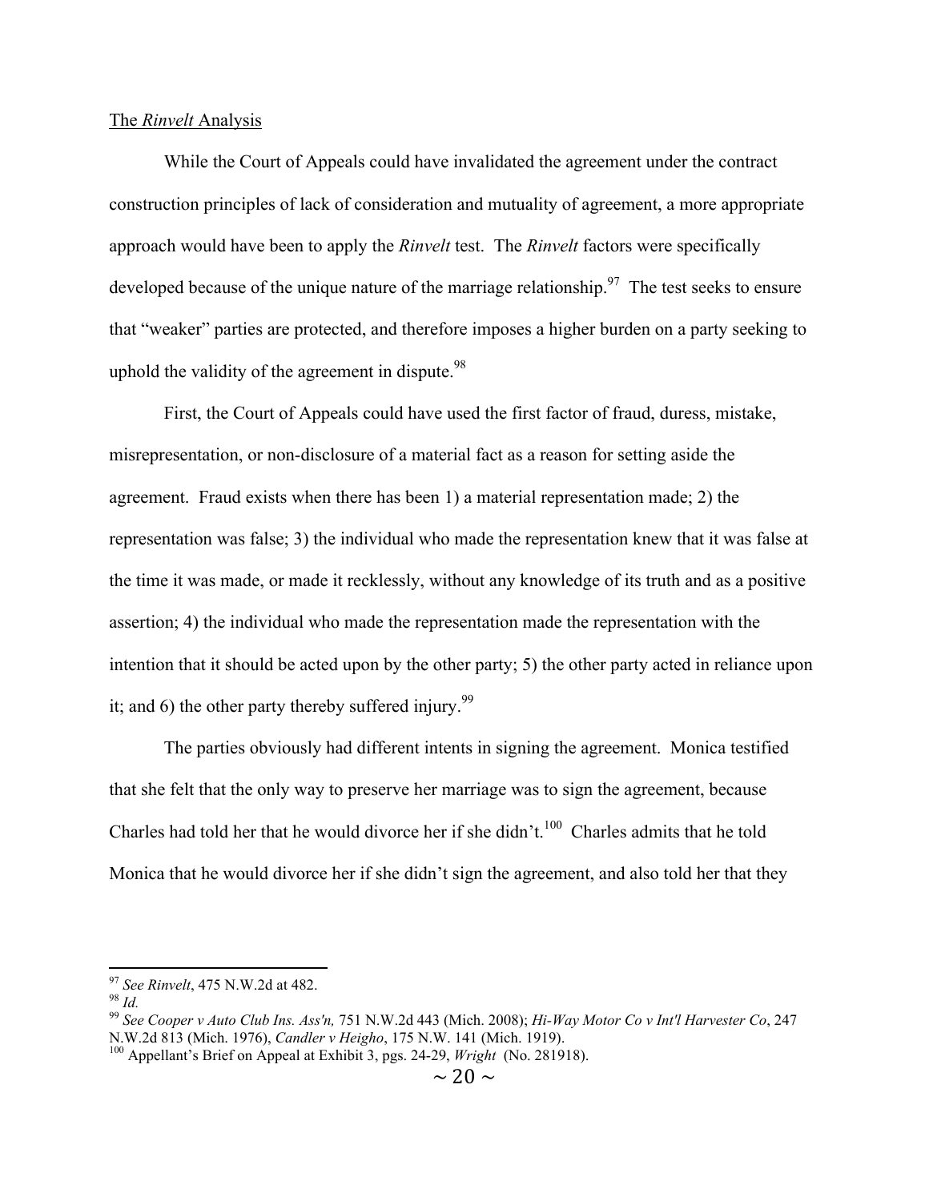The *Rinvelt* Analysis

While the Court of Appeals could have invalidated the agreement under the contract construction principles of lack of consideration and mutuality of agreement, a more appropriate approach would have been to apply the *Rinvelt* test. The *Rinvelt* factors were specifically developed because of the unique nature of the marriage relationship.[97] The test seeks to ensure that "weaker" parties are protected, and therefore imposes a higher burden on a party seeking to uphold the validity of the agreement in dispute.[98]

First, the Court of Appeals could have used the first factor of fraud, duress, mistake, misrepresentation, or non-disclosure of a material fact as a reason for setting aside the agreement. Fraud exists when there has been 1) a material representation made; 2) the representation was false; 3) the individual who made the representation knew that it was false at the time it was made, or made it recklessly, without any knowledge of its truth and as a positive assertion; 4) the individual who made the representation made the representation with the intention that it should be acted upon by the other party; 5) the other party acted in reliance upon it; and 6) the other party thereby suffered injury.[99]

The parties obviously had different intents in signing the agreement. Monica testified that she felt that the only way to preserve her marriage was to sign the agreement, because Charles had told her that he would divorce her if she didn't.[100] Charles admits that he told Monica that he would divorce her if she didn't sign the agreement, and also told her that they

---

[97] *See Rinvelt*, 475 N.W.2d at 482.

[98] *Id.*

[99] *See Cooper v Auto Club Ins. Ass'n,* 751 N.W.2d 443 (Mich. 2008); *Hi-Way Motor Co v Int'l Harvester Co*, 247 N.W.2d 813 (Mich. 1976), *Candler v Heigho*, 175 N.W. 141 (Mich. 1919).

[100] Appellant's Brief on Appeal at Exhibit 3, pgs. 24-29, *Wright* (No. 281918).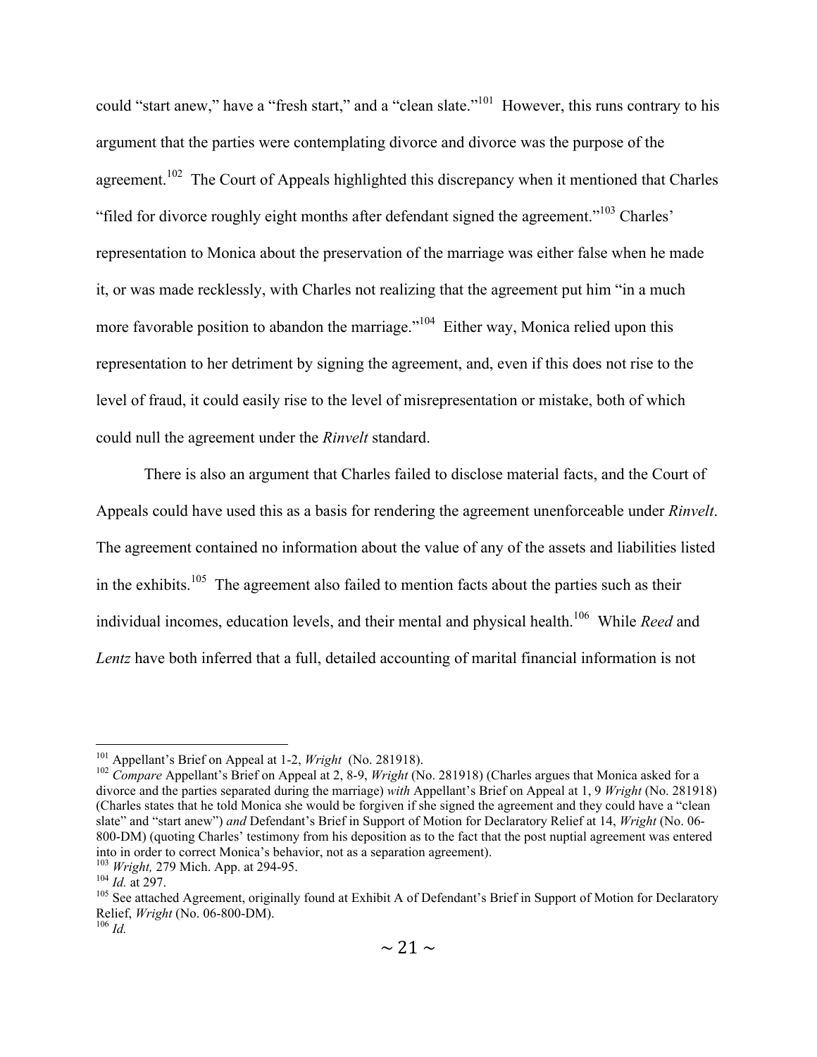could "start anew," have a "fresh start," and a "clean slate."[101] However, this runs contrary to his argument that the parties were contemplating divorce and divorce was the purpose of the agreement.[102] The Court of Appeals highlighted this discrepancy when it mentioned that Charles "filed for divorce roughly eight months after defendant signed the agreement."[103] Charles' representation to Monica about the preservation of the marriage was either false when he made it, or was made recklessly, with Charles not realizing that the agreement put him "in a much more favorable position to abandon the marriage."[104] Either way, Monica relied upon this representation to her detriment by signing the agreement, and, even if this does not rise to the level of fraud, it could easily rise to the level of misrepresentation or mistake, both of which could null the agreement under the *Rinvelt* standard.

There is also an argument that Charles failed to disclose material facts, and the Court of Appeals could have used this as a basis for rendering the agreement unenforceable under *Rinvelt*. The agreement contained no information about the value of any of the assets and liabilities listed in the exhibits.[105] The agreement also failed to mention facts about the parties such as their individual incomes, education levels, and their mental and physical health.[106] While *Reed* and *Lentz* have both inferred that a full, detailed accounting of marital financial information is not

---

[101] Appellant's Brief on Appeal at 1-2, *Wright* (No. 281918).

[102] *Compare* Appellant's Brief on Appeal at 2, 8-9, *Wright* (No. 281918) (Charles argues that Monica asked for a divorce and the parties separated during the marriage) *with* Appellant's Brief on Appeal at 1, 9 *Wright* (No. 281918) (Charles states that he told Monica she would be forgiven if she signed the agreement and they could have a "clean slate" and "start anew") *and* Defendant's Brief in Support of Motion for Declaratory Relief at 14, *Wright* (No. 06-800-DM) (quoting Charles' testimony from his deposition as to the fact that the post nuptial agreement was entered into in order to correct Monica's behavior, not as a separation agreement).

[103] *Wright,* 279 Mich. App. at 294-95.

[104] *Id.* at 297.

[105] See attached Agreement, originally found at Exhibit A of Defendant's Brief in Support of Motion for Declaratory Relief, *Wright* (No. 06-800-DM).

[106] *Id.*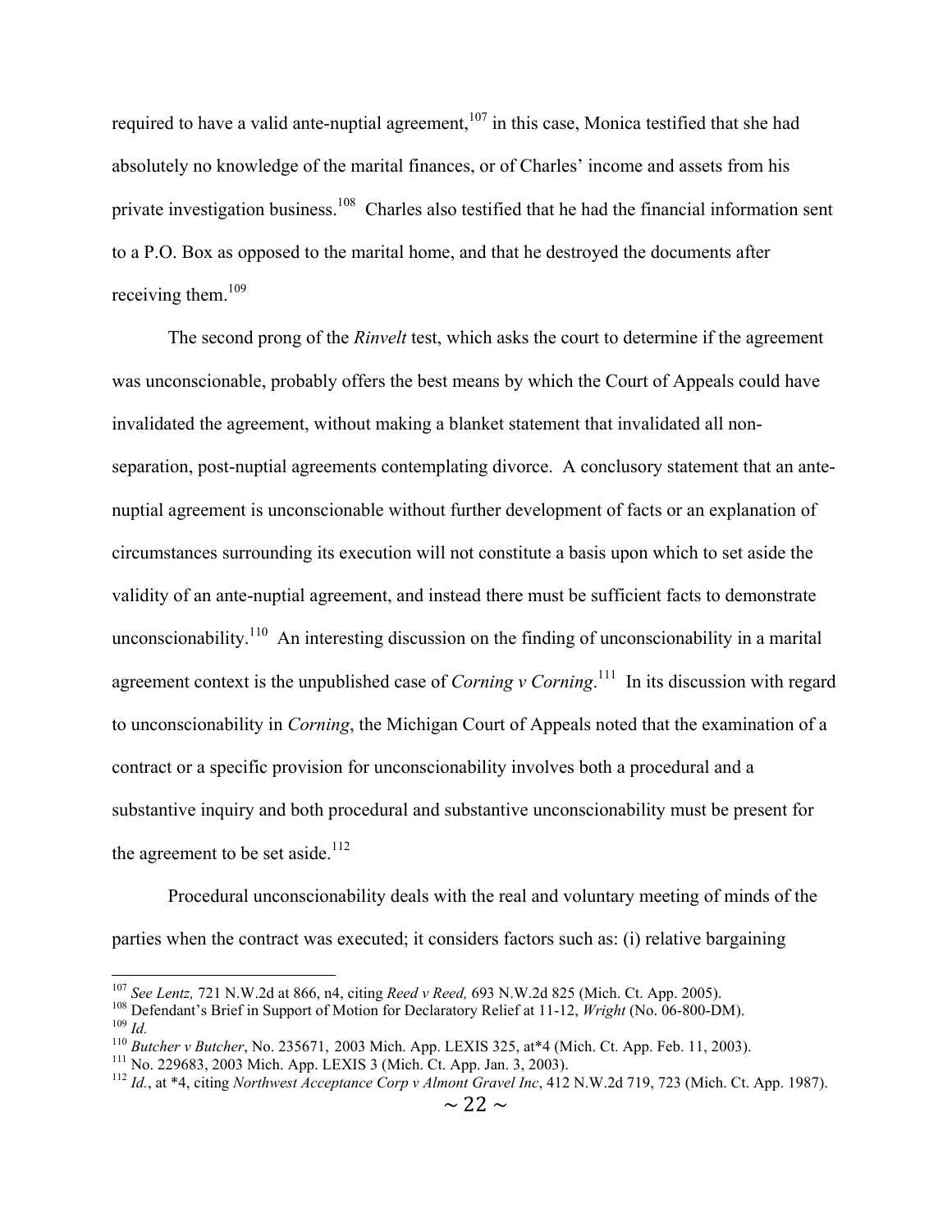required to have a valid ante-nuptial agreement,[107] in this case, Monica testified that she had absolutely no knowledge of the marital finances, or of Charles' income and assets from his private investigation business.[108] Charles also testified that he had the financial information sent to a P.O. Box as opposed to the marital home, and that he destroyed the documents after receiving them.[109]

The second prong of the *Rinvelt* test, which asks the court to determine if the agreement was unconscionable, probably offers the best means by which the Court of Appeals could have invalidated the agreement, without making a blanket statement that invalidated all non-separation, post-nuptial agreements contemplating divorce. A conclusory statement that an ante-nuptial agreement is unconscionable without further development of facts or an explanation of circumstances surrounding its execution will not constitute a basis upon which to set aside the validity of an ante-nuptial agreement, and instead there must be sufficient facts to demonstrate unconscionability.[110] An interesting discussion on the finding of unconscionability in a marital agreement context is the unpublished case of *Corning v Corning*.[111] In its discussion with regard to unconscionability in *Corning*, the Michigan Court of Appeals noted that the examination of a contract or a specific provision for unconscionability involves both a procedural and a substantive inquiry and both procedural and substantive unconscionability must be present for the agreement to be set aside.[112]

Procedural unconscionability deals with the real and voluntary meeting of minds of the parties when the contract was executed; it considers factors such as: (i) relative bargaining

---

[107] *See Lentz,* 721 N.W.2d at 866, n4, citing *Reed v Reed,* 693 N.W.2d 825 (Mich. Ct. App. 2005).
[108] Defendant's Brief in Support of Motion for Declaratory Relief at 11-12, *Wright* (No. 06-800-DM).
[109] *Id.*
[110] *Butcher v Butcher*, No. 235671, 2003 Mich. App. LEXIS 325, at*4 (Mich. Ct. App. Feb. 11, 2003).
[111] No. 229683, 2003 Mich. App. LEXIS 3 (Mich. Ct. App. Jan. 3, 2003).
[112] *Id.*, at *4, citing *Northwest Acceptance Corp v Almont Gravel Inc*, 412 N.W.2d 719, 723 (Mich. Ct. App. 1987).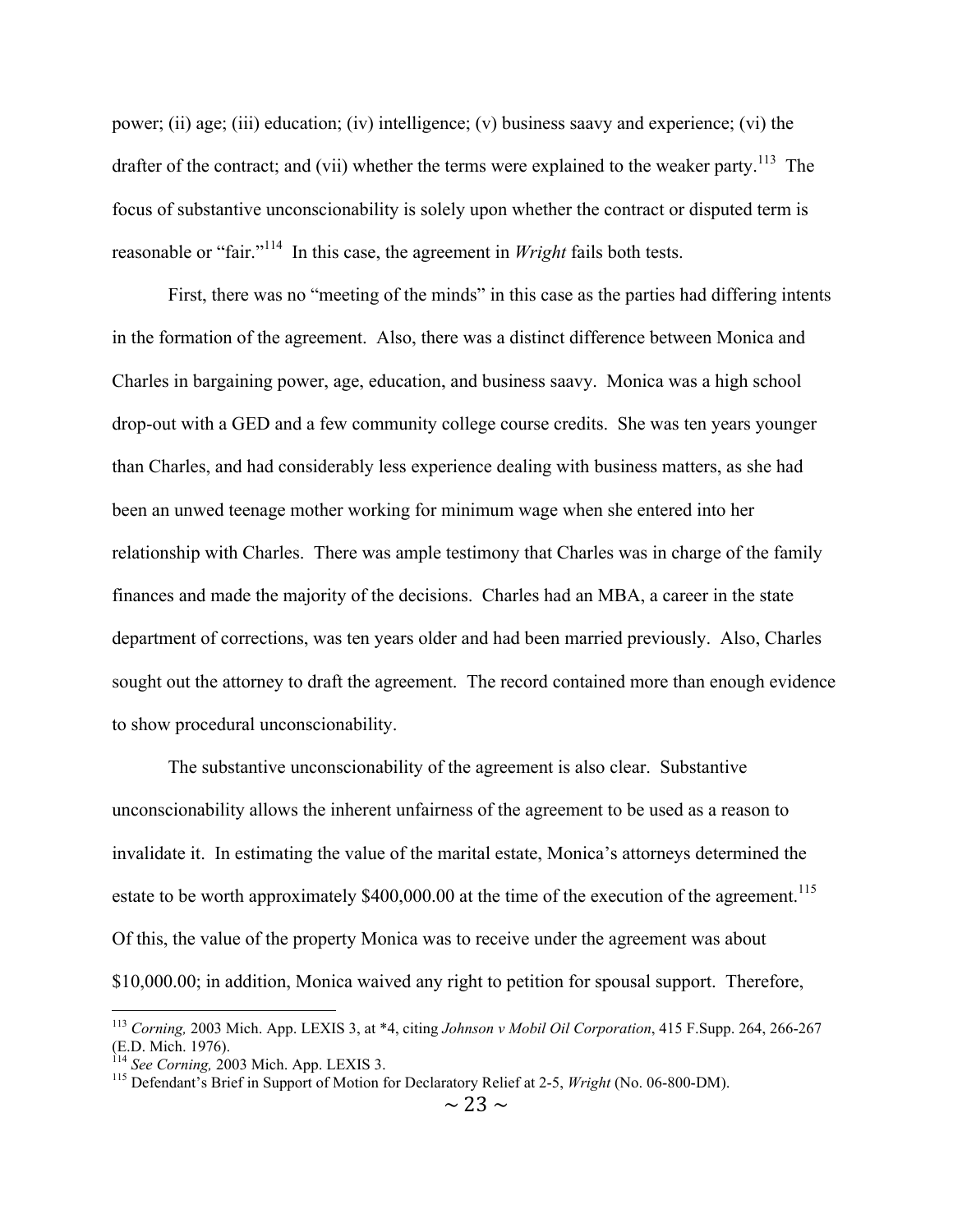power; (ii) age; (iii) education; (iv) intelligence; (v) business saavy and experience; (vi) the drafter of the contract; and (vii) whether the terms were explained to the weaker party.[113] The focus of substantive unconscionability is solely upon whether the contract or disputed term is reasonable or "fair."[114] In this case, the agreement in *Wright* fails both tests.

First, there was no "meeting of the minds" in this case as the parties had differing intents in the formation of the agreement. Also, there was a distinct difference between Monica and Charles in bargaining power, age, education, and business saavy. Monica was a high school drop-out with a GED and a few community college course credits. She was ten years younger than Charles, and had considerably less experience dealing with business matters, as she had been an unwed teenage mother working for minimum wage when she entered into her relationship with Charles. There was ample testimony that Charles was in charge of the family finances and made the majority of the decisions. Charles had an MBA, a career in the state department of corrections, was ten years older and had been married previously. Also, Charles sought out the attorney to draft the agreement. The record contained more than enough evidence to show procedural unconscionability.

The substantive unconscionability of the agreement is also clear. Substantive unconscionability allows the inherent unfairness of the agreement to be used as a reason to invalidate it. In estimating the value of the marital estate, Monica's attorneys determined the estate to be worth approximately $400,000.00 at the time of the execution of the agreement.[115] Of this, the value of the property Monica was to receive under the agreement was about $10,000.00; in addition, Monica waived any right to petition for spousal support. Therefore,

---

[113] *Corning,* 2003 Mich. App. LEXIS 3, at *4, citing *Johnson v Mobil Oil Corporation*, 415 F.Supp. 264, 266-267 (E.D. Mich. 1976).

[114] *See Corning,* 2003 Mich. App. LEXIS 3.

[115] Defendant's Brief in Support of Motion for Declaratory Relief at 2-5, *Wright* (No. 06-800-DM).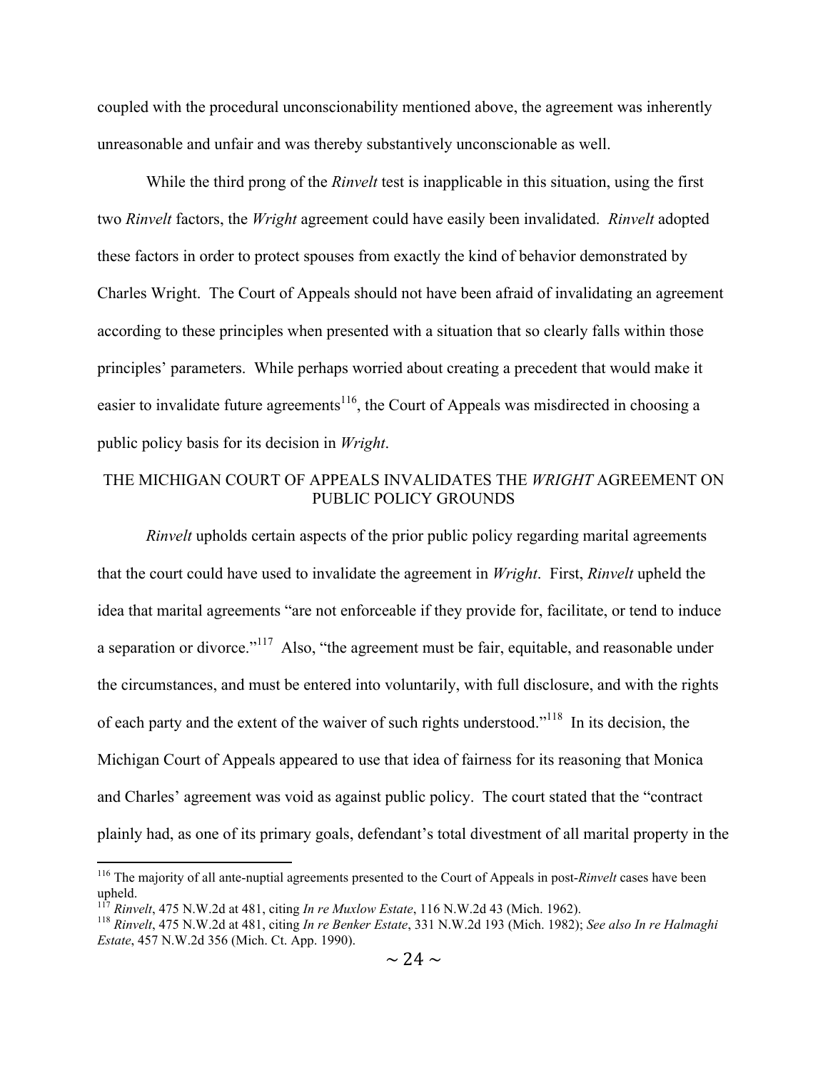coupled with the procedural unconscionability mentioned above, the agreement was inherently unreasonable and unfair and was thereby substantively unconscionable as well.

While the third prong of the *Rinvelt* test is inapplicable in this situation, using the first two *Rinvelt* factors, the *Wright* agreement could have easily been invalidated. *Rinvelt* adopted these factors in order to protect spouses from exactly the kind of behavior demonstrated by Charles Wright. The Court of Appeals should not have been afraid of invalidating an agreement according to these principles when presented with a situation that so clearly falls within those principles' parameters. While perhaps worried about creating a precedent that would make it easier to invalidate future agreements[116], the Court of Appeals was misdirected in choosing a public policy basis for its decision in *Wright*.

## THE MICHIGAN COURT OF APPEALS INVALIDATES THE *WRIGHT* AGREEMENT ON PUBLIC POLICY GROUNDS

*Rinvelt* upholds certain aspects of the prior public policy regarding marital agreements that the court could have used to invalidate the agreement in *Wright*. First, *Rinvelt* upheld the idea that marital agreements "are not enforceable if they provide for, facilitate, or tend to induce a separation or divorce."[117] Also, "the agreement must be fair, equitable, and reasonable under the circumstances, and must be entered into voluntarily, with full disclosure, and with the rights of each party and the extent of the waiver of such rights understood."[118] In its decision, the Michigan Court of Appeals appeared to use that idea of fairness for its reasoning that Monica and Charles' agreement was void as against public policy. The court stated that the "contract plainly had, as one of its primary goals, defendant's total divestment of all marital property in the

---

[116] The majority of all ante-nuptial agreements presented to the Court of Appeals in post-*Rinvelt* cases have been upheld.

[117] *Rinvelt*, 475 N.W.2d at 481, citing *In re Muxlow Estate*, 116 N.W.2d 43 (Mich. 1962).

[118] *Rinvelt*, 475 N.W.2d at 481, citing *In re Benker Estate*, 331 N.W.2d 193 (Mich. 1982); *See also In re Halmaghi Estate*, 457 N.W.2d 356 (Mich. Ct. App. 1990).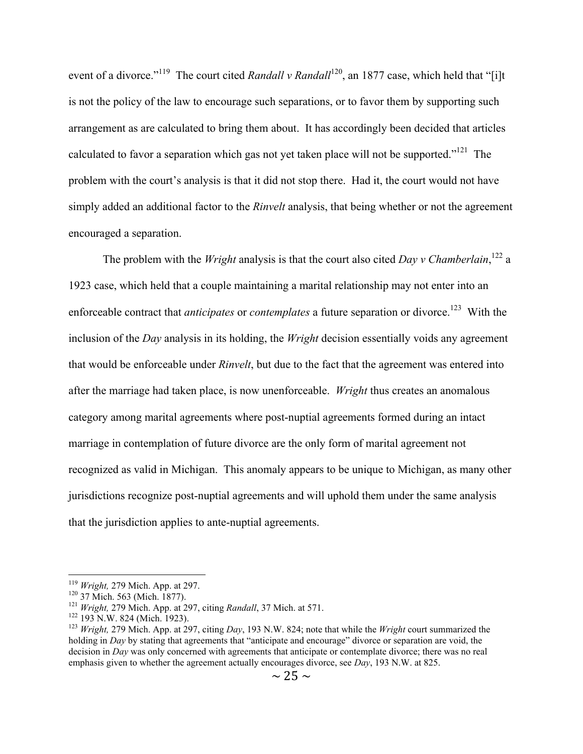event of a divorce."[119] The court cited *Randall v Randall*[120], an 1877 case, which held that "[i]t is not the policy of the law to encourage such separations, or to favor them by supporting such arrangement as are calculated to bring them about. It has accordingly been decided that articles calculated to favor a separation which gas not yet taken place will not be supported."[121] The problem with the court's analysis is that it did not stop there. Had it, the court would not have simply added an additional factor to the *Rinvelt* analysis, that being whether or not the agreement encouraged a separation.

The problem with the *Wright* analysis is that the court also cited *Day v Chamberlain*,[122] a 1923 case, which held that a couple maintaining a marital relationship may not enter into an enforceable contract that *anticipates* or *contemplates* a future separation or divorce.[123] With the inclusion of the *Day* analysis in its holding, the *Wright* decision essentially voids any agreement that would be enforceable under *Rinvelt*, but due to the fact that the agreement was entered into after the marriage had taken place, is now unenforceable. *Wright* thus creates an anomalous category among marital agreements where post-nuptial agreements formed during an intact marriage in contemplation of future divorce are the only form of marital agreement not recognized as valid in Michigan. This anomaly appears to be unique to Michigan, as many other jurisdictions recognize post-nuptial agreements and will uphold them under the same analysis that the jurisdiction applies to ante-nuptial agreements.

---

[119] *Wright,* 279 Mich. App. at 297.

[120] 37 Mich. 563 (Mich. 1877).

[121] *Wright,* 279 Mich. App. at 297, citing *Randall*, 37 Mich. at 571.

[122] 193 N.W. 824 (Mich. 1923).

[123] *Wright,* 279 Mich. App. at 297, citing *Day*, 193 N.W. 824; note that while the *Wright* court summarized the holding in *Day* by stating that agreements that "anticipate and encourage" divorce or separation are void, the decision in *Day* was only concerned with agreements that anticipate or contemplate divorce; there was no real emphasis given to whether the agreement actually encourages divorce, see *Day*, 193 N.W. at 825.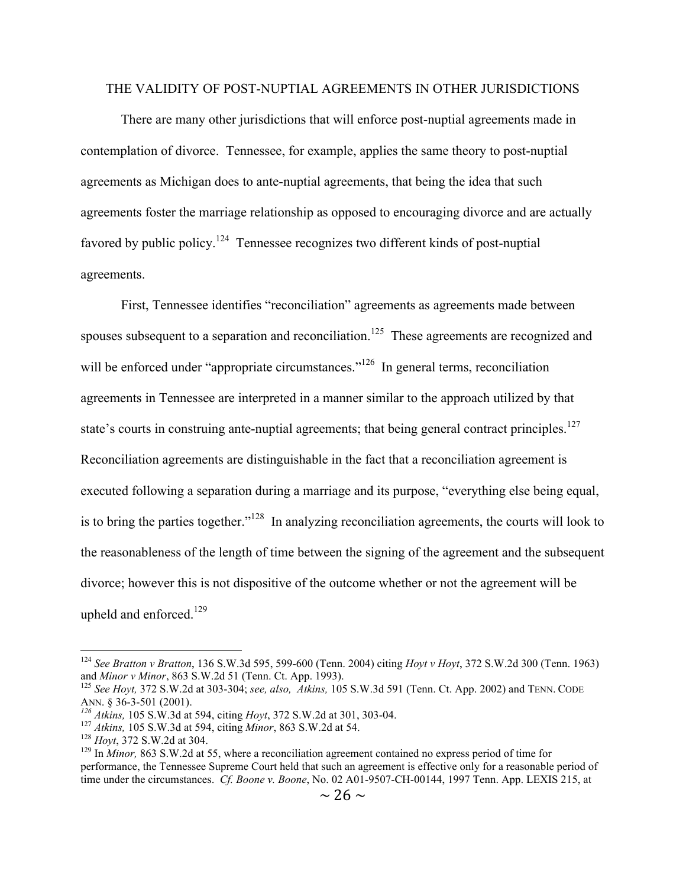## THE VALIDITY OF POST-NUPTIAL AGREEMENTS IN OTHER JURISDICTIONS

There are many other jurisdictions that will enforce post-nuptial agreements made in contemplation of divorce. Tennessee, for example, applies the same theory to post-nuptial agreements as Michigan does to ante-nuptial agreements, that being the idea that such agreements foster the marriage relationship as opposed to encouraging divorce and are actually favored by public policy.[124] Tennessee recognizes two different kinds of post-nuptial agreements.

First, Tennessee identifies "reconciliation" agreements as agreements made between spouses subsequent to a separation and reconciliation.[125] These agreements are recognized and will be enforced under "appropriate circumstances."[126] In general terms, reconciliation agreements in Tennessee are interpreted in a manner similar to the approach utilized by that state's courts in construing ante-nuptial agreements; that being general contract principles.[127] Reconciliation agreements are distinguishable in the fact that a reconciliation agreement is executed following a separation during a marriage and its purpose, "everything else being equal, is to bring the parties together."[128] In analyzing reconciliation agreements, the courts will look to the reasonableness of the length of time between the signing of the agreement and the subsequent divorce; however this is not dispositive of the outcome whether or not the agreement will be upheld and enforced.[129]

---

[124] *See Bratton v Bratton*, 136 S.W.3d 595, 599-600 (Tenn. 2004) citing *Hoyt v Hoyt*, 372 S.W.2d 300 (Tenn. 1963) and *Minor v Minor*, 863 S.W.2d 51 (Tenn. Ct. App. 1993).

[125] *See Hoyt,* 372 S.W.2d at 303-304; *see, also, Atkins,* 105 S.W.3d 591 (Tenn. Ct. App. 2002) and TENN. CODE ANN. § 36-3-501 (2001).

[126] *Atkins,* 105 S.W.3d at 594, citing *Hoyt*, 372 S.W.2d at 301, 303-04.

[127] *Atkins,* 105 S.W.3d at 594, citing *Minor*, 863 S.W.2d at 54.

[128] *Hoyt*, 372 S.W.2d at 304.

[129] In *Minor,* 863 S.W.2d at 55, where a reconciliation agreement contained no express period of time for performance, the Tennessee Supreme Court held that such an agreement is effective only for a reasonable period of time under the circumstances. *Cf. Boone v. Boone*, No. 02 A01-9507-CH-00144, 1997 Tenn. App. LEXIS 215, at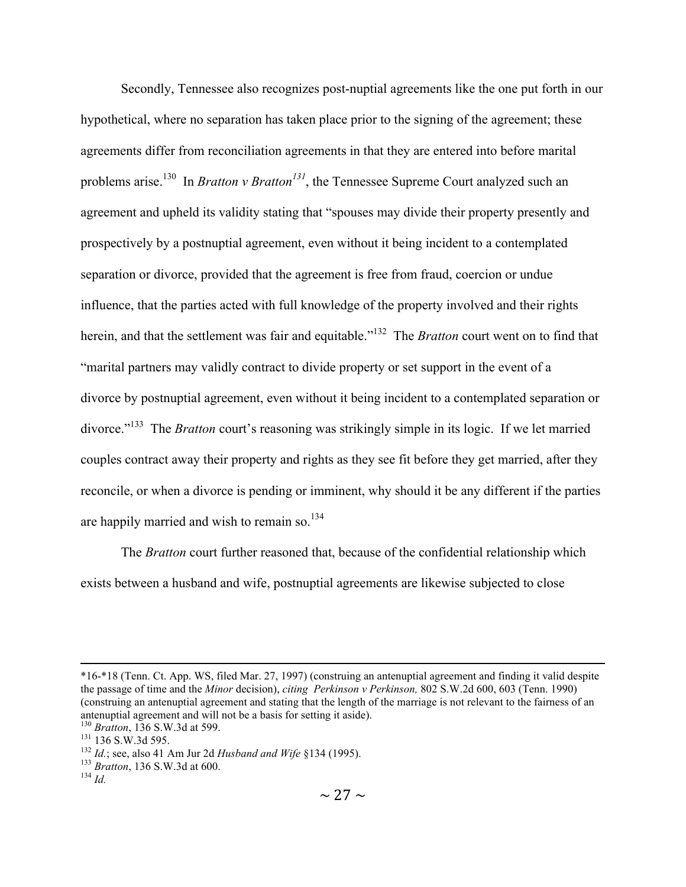Secondly, Tennessee also recognizes post-nuptial agreements like the one put forth in our hypothetical, where no separation has taken place prior to the signing of the agreement; these agreements differ from reconciliation agreements in that they are entered into before marital problems arise.[130] In *Bratton v Bratton*[131], the Tennessee Supreme Court analyzed such an agreement and upheld its validity stating that "spouses may divide their property presently and prospectively by a postnuptial agreement, even without it being incident to a contemplated separation or divorce, provided that the agreement is free from fraud, coercion or undue influence, that the parties acted with full knowledge of the property involved and their rights herein, and that the settlement was fair and equitable."[132] The *Bratton* court went on to find that "marital partners may validly contract to divide property or set support in the event of a divorce by postnuptial agreement, even without it being incident to a contemplated separation or divorce."[133] The *Bratton* court's reasoning was strikingly simple in its logic. If we let married couples contract away their property and rights as they see fit before they get married, after they reconcile, or when a divorce is pending or imminent, why should it be any different if the parties are happily married and wish to remain so.[134]

The *Bratton* court further reasoned that, because of the confidential relationship which exists between a husband and wife, postnuptial agreements are likewise subjected to close

---

*16-*18 (Tenn. Ct. App. WS, filed Mar. 27, 1997) (construing an antenuptial agreement and finding it valid despite the passage of time and the *Minor* decision), *citing Perkinson v Perkinson,* 802 S.W.2d 600, 603 (Tenn. 1990) (construing an antenuptial agreement and stating that the length of the marriage is not relevant to the fairness of an antenuptial agreement and will not be a basis for setting it aside).

[130] *Bratton*, 136 S.W.3d at 599.

[131] 136 S.W.3d 595.

[132] *Id.*; see, also 41 Am Jur 2d *Husband and Wife* §134 (1995).

[133] *Bratton*, 136 S.W.3d at 600.

[134] *Id.*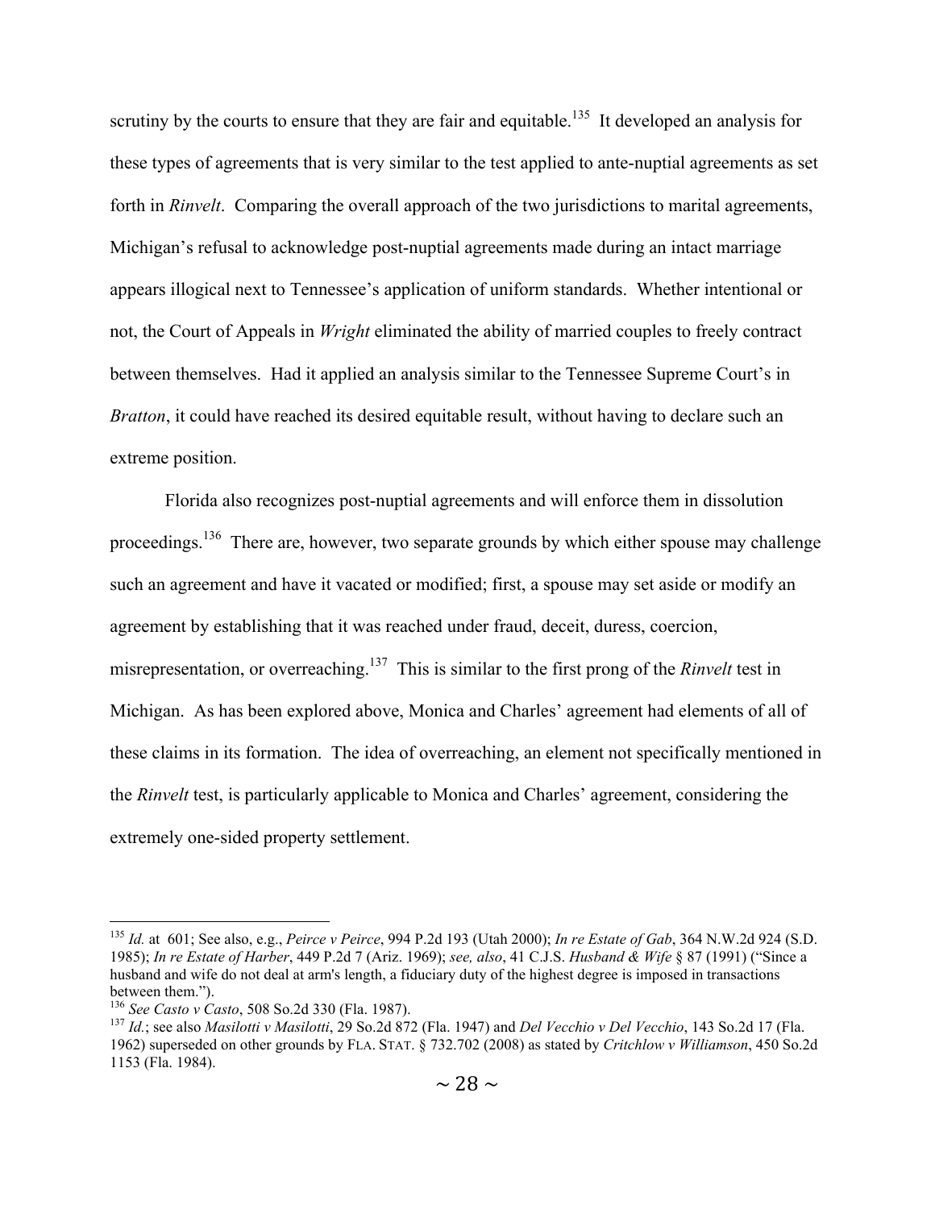scrutiny by the courts to ensure that they are fair and equitable.[135] It developed an analysis for these types of agreements that is very similar to the test applied to ante-nuptial agreements as set forth in *Rinvelt*. Comparing the overall approach of the two jurisdictions to marital agreements, Michigan's refusal to acknowledge post-nuptial agreements made during an intact marriage appears illogical next to Tennessee's application of uniform standards. Whether intentional or not, the Court of Appeals in *Wright* eliminated the ability of married couples to freely contract between themselves. Had it applied an analysis similar to the Tennessee Supreme Court's in *Bratton*, it could have reached its desired equitable result, without having to declare such an extreme position.

Florida also recognizes post-nuptial agreements and will enforce them in dissolution proceedings.[136] There are, however, two separate grounds by which either spouse may challenge such an agreement and have it vacated or modified; first, a spouse may set aside or modify an agreement by establishing that it was reached under fraud, deceit, duress, coercion, misrepresentation, or overreaching.[137] This is similar to the first prong of the *Rinvelt* test in Michigan. As has been explored above, Monica and Charles' agreement had elements of all of these claims in its formation. The idea of overreaching, an element not specifically mentioned in the *Rinvelt* test, is particularly applicable to Monica and Charles' agreement, considering the extremely one-sided property settlement.

---

[135] *Id.* at 601; See also, e.g., *Peirce v Peirce*, 994 P.2d 193 (Utah 2000); *In re Estate of Gab*, 364 N.W.2d 924 (S.D. 1985); *In re Estate of Harber*, 449 P.2d 7 (Ariz. 1969); *see, also*, 41 C.J.S. *Husband & Wife* § 87 (1991) ("Since a husband and wife do not deal at arm's length, a fiduciary duty of the highest degree is imposed in transactions between them.").

[136] *See Casto v Casto*, 508 So.2d 330 (Fla. 1987).

[137] *Id.*; see also *Masilotti v Masilotti*, 29 So.2d 872 (Fla. 1947) and *Del Vecchio v Del Vecchio*, 143 So.2d 17 (Fla. 1962) superseded on other grounds by FLA. STAT. § 732.702 (2008) as stated by *Critchlow v Williamson*, 450 So.2d 1153 (Fla. 1984).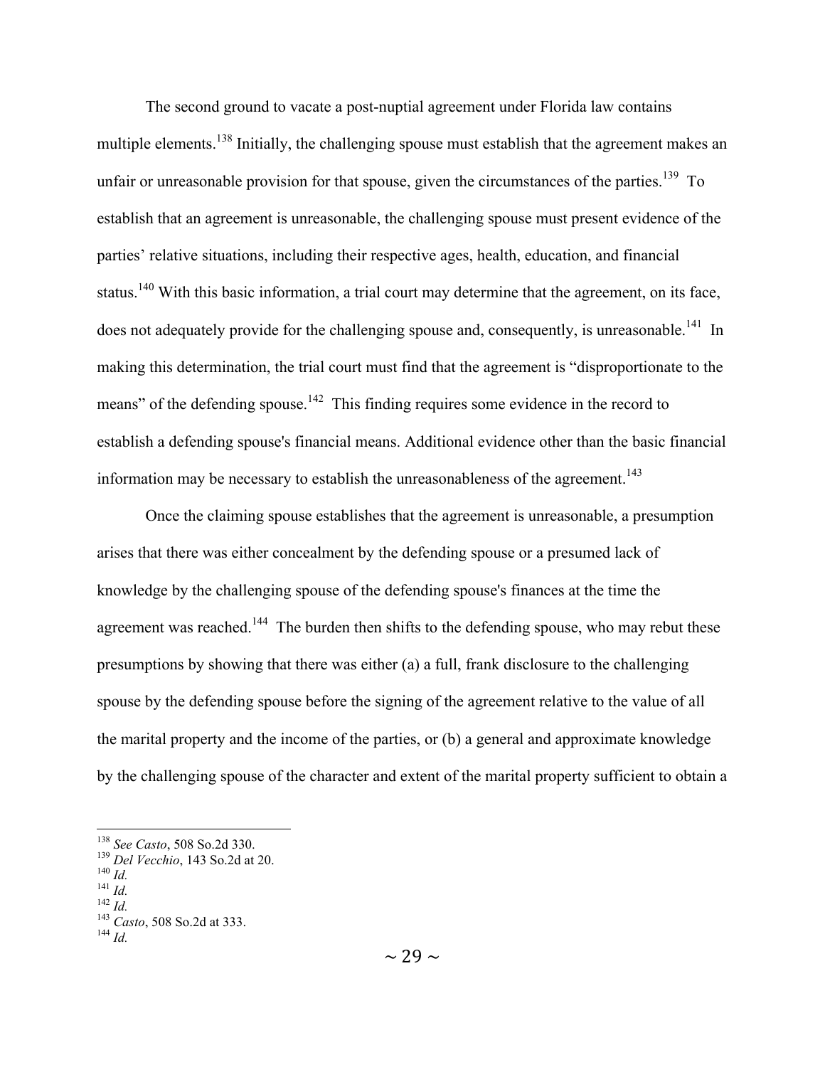The second ground to vacate a post-nuptial agreement under Florida law contains multiple elements.[138] Initially, the challenging spouse must establish that the agreement makes an unfair or unreasonable provision for that spouse, given the circumstances of the parties.[139] To establish that an agreement is unreasonable, the challenging spouse must present evidence of the parties' relative situations, including their respective ages, health, education, and financial status.[140] With this basic information, a trial court may determine that the agreement, on its face, does not adequately provide for the challenging spouse and, consequently, is unreasonable.[141] In making this determination, the trial court must find that the agreement is "disproportionate to the means" of the defending spouse.[142] This finding requires some evidence in the record to establish a defending spouse's financial means. Additional evidence other than the basic financial information may be necessary to establish the unreasonableness of the agreement.[143]

Once the claiming spouse establishes that the agreement is unreasonable, a presumption arises that there was either concealment by the defending spouse or a presumed lack of knowledge by the challenging spouse of the defending spouse's finances at the time the agreement was reached.[144] The burden then shifts to the defending spouse, who may rebut these presumptions by showing that there was either (a) a full, frank disclosure to the challenging spouse by the defending spouse before the signing of the agreement relative to the value of all the marital property and the income of the parties, or (b) a general and approximate knowledge by the challenging spouse of the character and extent of the marital property sufficient to obtain a

---

[138] *See Casto*, 508 So.2d 330.
[139] *Del Vecchio*, 143 So.2d at 20.
[140] *Id.*
[141] *Id.*
[142] *Id.*
[143] *Casto*, 508 So.2d at 333.
[144] *Id.*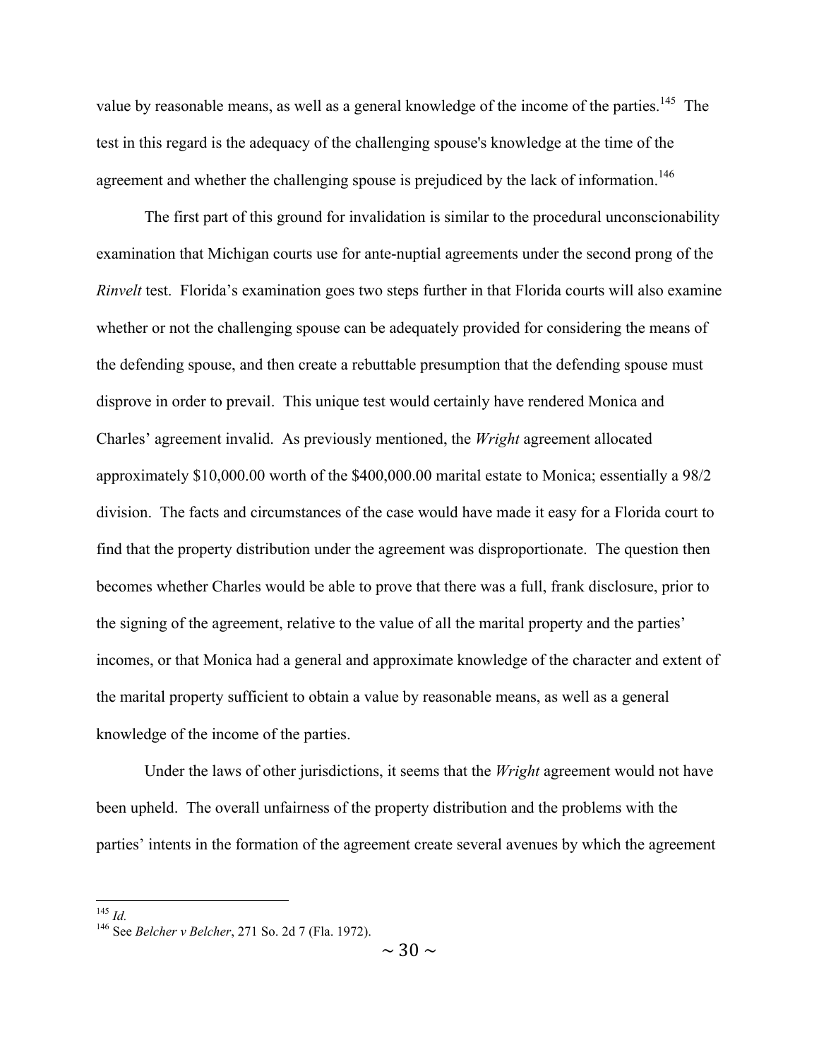value by reasonable means, as well as a general knowledge of the income of the parties.[145] The test in this regard is the adequacy of the challenging spouse's knowledge at the time of the agreement and whether the challenging spouse is prejudiced by the lack of information.[146]

The first part of this ground for invalidation is similar to the procedural unconscionability examination that Michigan courts use for ante-nuptial agreements under the second prong of the *Rinvelt* test. Florida's examination goes two steps further in that Florida courts will also examine whether or not the challenging spouse can be adequately provided for considering the means of the defending spouse, and then create a rebuttable presumption that the defending spouse must disprove in order to prevail. This unique test would certainly have rendered Monica and Charles' agreement invalid. As previously mentioned, the *Wright* agreement allocated approximately $10,000.00 worth of the $400,000.00 marital estate to Monica; essentially a 98/2 division. The facts and circumstances of the case would have made it easy for a Florida court to find that the property distribution under the agreement was disproportionate. The question then becomes whether Charles would be able to prove that there was a full, frank disclosure, prior to the signing of the agreement, relative to the value of all the marital property and the parties' incomes, or that Monica had a general and approximate knowledge of the character and extent of the marital property sufficient to obtain a value by reasonable means, as well as a general knowledge of the income of the parties.

Under the laws of other jurisdictions, it seems that the *Wright* agreement would not have been upheld. The overall unfairness of the property distribution and the problems with the parties' intents in the formation of the agreement create several avenues by which the agreement

---

[145] *Id.*

[146] See *Belcher v Belcher*, 271 So. 2d 7 (Fla. 1972).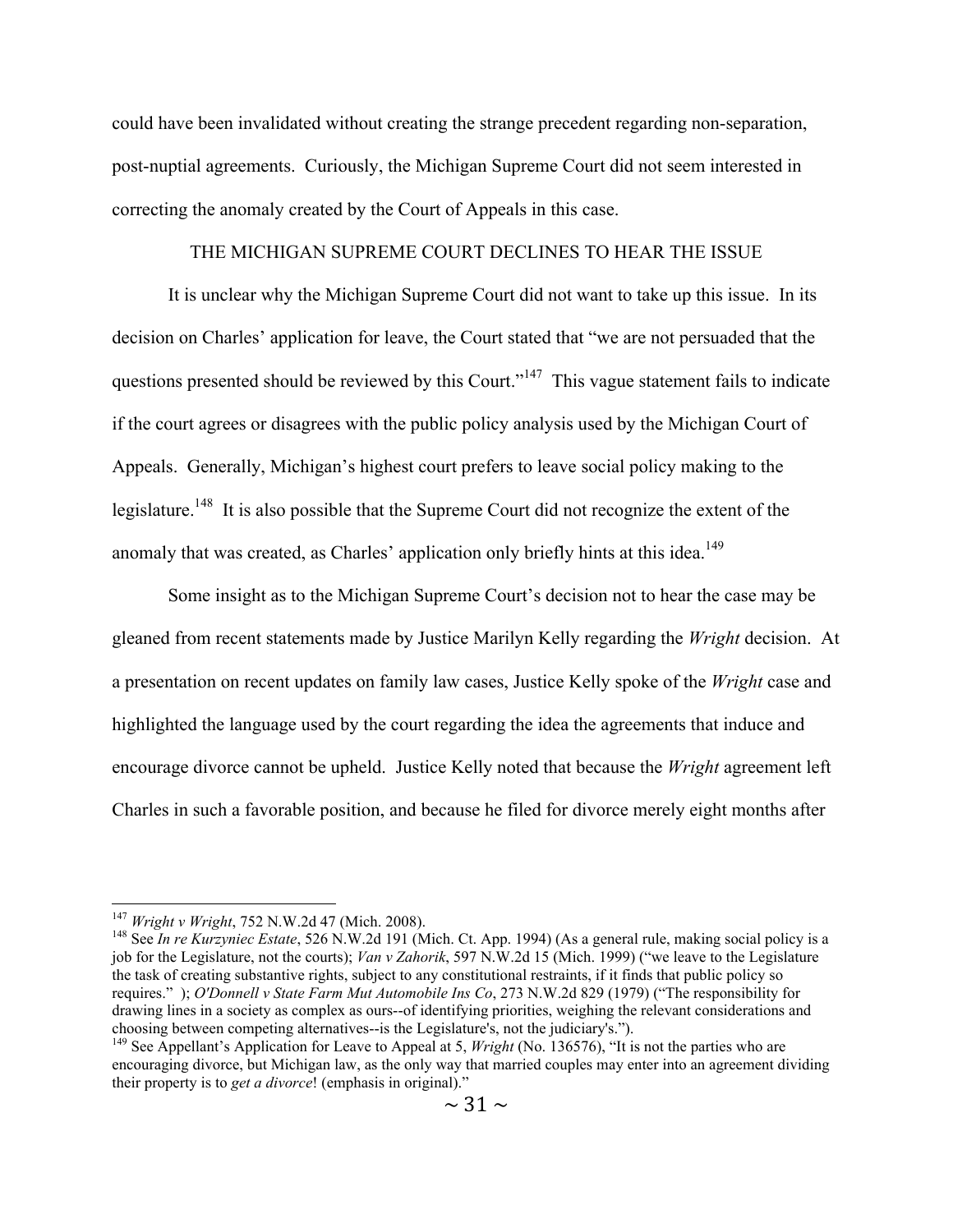could have been invalidated without creating the strange precedent regarding non-separation, post-nuptial agreements. Curiously, the Michigan Supreme Court did not seem interested in correcting the anomaly created by the Court of Appeals in this case.

## THE MICHIGAN SUPREME COURT DECLINES TO HEAR THE ISSUE

It is unclear why the Michigan Supreme Court did not want to take up this issue. In its decision on Charles' application for leave, the Court stated that "we are not persuaded that the questions presented should be reviewed by this Court."[147] This vague statement fails to indicate if the court agrees or disagrees with the public policy analysis used by the Michigan Court of Appeals. Generally, Michigan's highest court prefers to leave social policy making to the legislature.[148] It is also possible that the Supreme Court did not recognize the extent of the anomaly that was created, as Charles' application only briefly hints at this idea.[149]

Some insight as to the Michigan Supreme Court's decision not to hear the case may be gleaned from recent statements made by Justice Marilyn Kelly regarding the *Wright* decision. At a presentation on recent updates on family law cases, Justice Kelly spoke of the *Wright* case and highlighted the language used by the court regarding the idea the agreements that induce and encourage divorce cannot be upheld. Justice Kelly noted that because the *Wright* agreement left Charles in such a favorable position, and because he filed for divorce merely eight months after

---

[147] *Wright v Wright*, 752 N.W.2d 47 (Mich. 2008).

[148] See *In re Kurzyniec Estate*, 526 N.W.2d 191 (Mich. Ct. App. 1994) (As a general rule, making social policy is a job for the Legislature, not the courts); *Van v Zahorik*, 597 N.W.2d 15 (Mich. 1999) ("we leave to the Legislature the task of creating substantive rights, subject to any constitutional restraints, if it finds that public policy so requires." ); *O'Donnell v State Farm Mut Automobile Ins Co*, 273 N.W.2d 829 (1979) ("The responsibility for drawing lines in a society as complex as ours--of identifying priorities, weighing the relevant considerations and choosing between competing alternatives--is the Legislature's, not the judiciary's.").

[149] See Appellant's Application for Leave to Appeal at 5, *Wright* (No. 136576), "It is not the parties who are encouraging divorce, but Michigan law, as the only way that married couples may enter into an agreement dividing their property is to *get a divorce*! (emphasis in original)."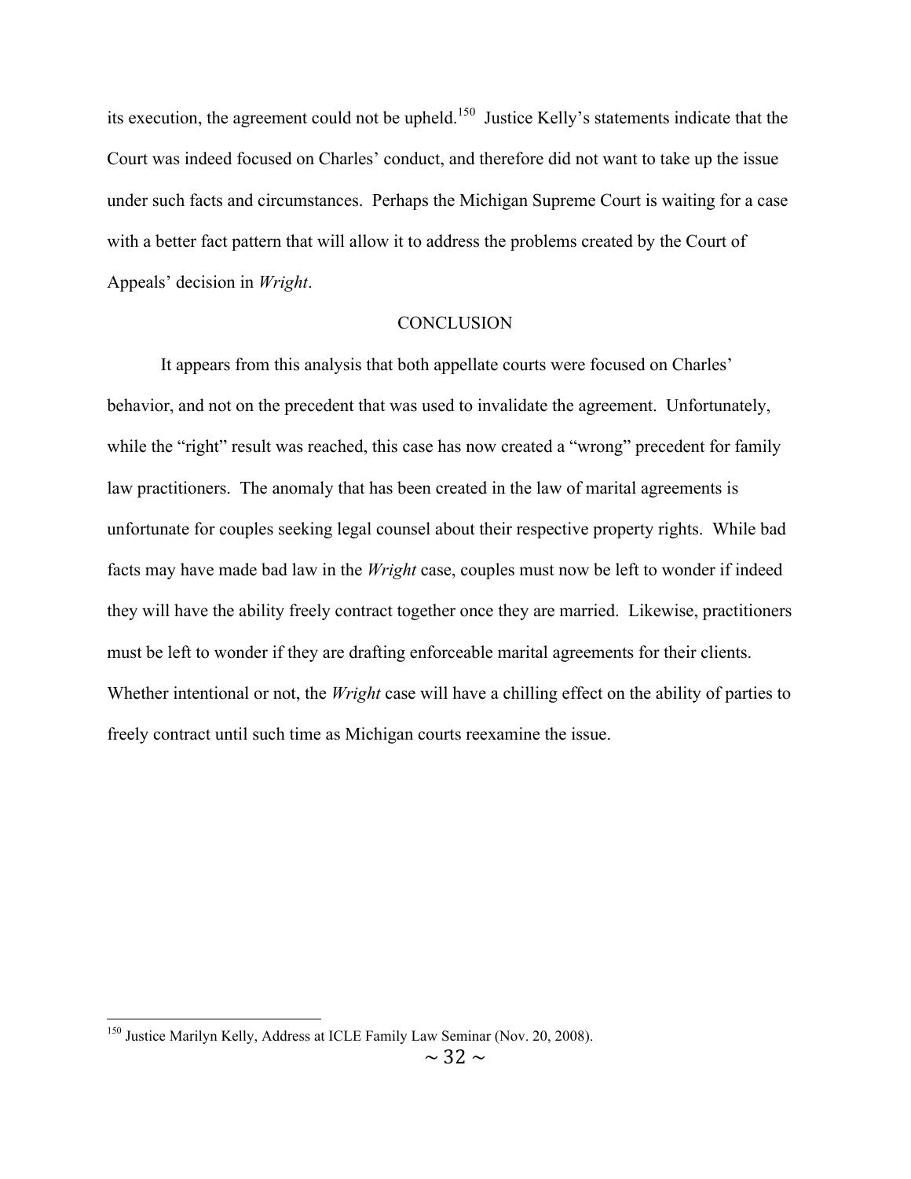its execution, the agreement could not be upheld.[150] Justice Kelly's statements indicate that the Court was indeed focused on Charles' conduct, and therefore did not want to take up the issue under such facts and circumstances. Perhaps the Michigan Supreme Court is waiting for a case with a better fact pattern that will allow it to address the problems created by the Court of Appeals' decision in *Wright*.

## CONCLUSION

It appears from this analysis that both appellate courts were focused on Charles' behavior, and not on the precedent that was used to invalidate the agreement. Unfortunately, while the "right" result was reached, this case has now created a "wrong" precedent for family law practitioners. The anomaly that has been created in the law of marital agreements is unfortunate for couples seeking legal counsel about their respective property rights. While bad facts may have made bad law in the *Wright* case, couples must now be left to wonder if indeed they will have the ability freely contract together once they are married. Likewise, practitioners must be left to wonder if they are drafting enforceable marital agreements for their clients. Whether intentional or not, the *Wright* case will have a chilling effect on the ability of parties to freely contract until such time as Michigan courts reexamine the issue.

---

[150] Justice Marilyn Kelly, Address at ICLE Family Law Seminar (Nov. 20, 2008).